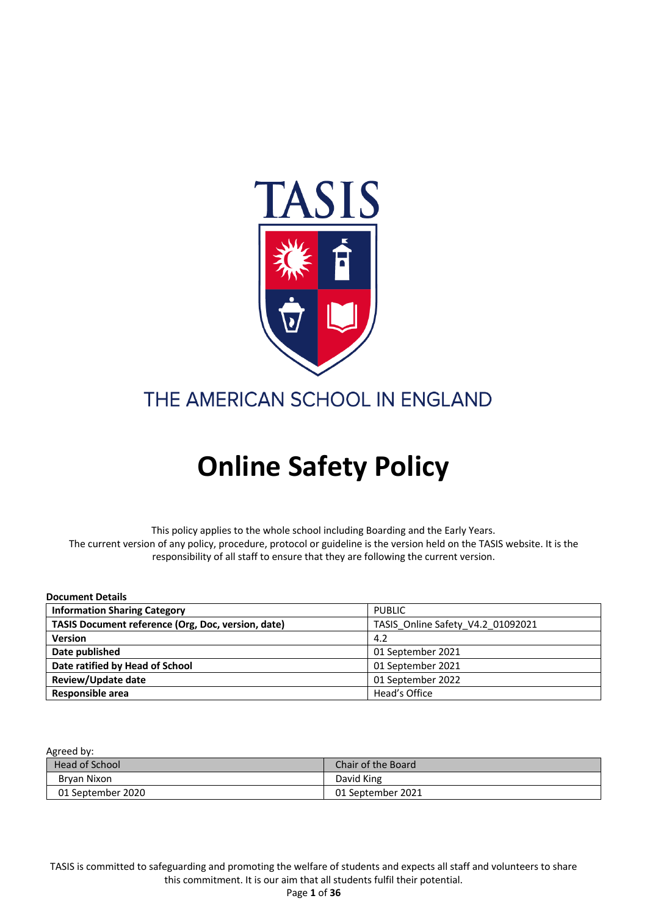TASIS

THE AMERICAN SCHOOL IN ENGLAND

# Online Safety Policy

This policy applies to the whole school including Boarding and the Early Years.
The current version of any policy, procedure, protocol or guideline is the version held on the TASIS website. It is the responsibility of all staff to ensure that they are following the current version.

**Document Details**

| **Information Sharing Category** | PUBLIC |
|---|---|
| **TASIS Document reference (Org, Doc, version, date)** | TASIS_Online Safety_V4.2_01092021 |
| **Version** | 4.2 |
| **Date published** | 01 September 2021 |
| **Date ratified by Head of School** | 01 September 2021 |
| **Review/Update date** | 01 September 2022 |
| **Responsible area** | Head's Office |

Agreed by:

| Head of School | Chair of the Board |
|---|---|
| Bryan Nixon | David King |
| 01 September 2020 | 01 September 2021 |

TASIS is committed to safeguarding and promoting the welfare of students and expects all staff and volunteers to share this commitment. It is our aim that all students fulfil their potential.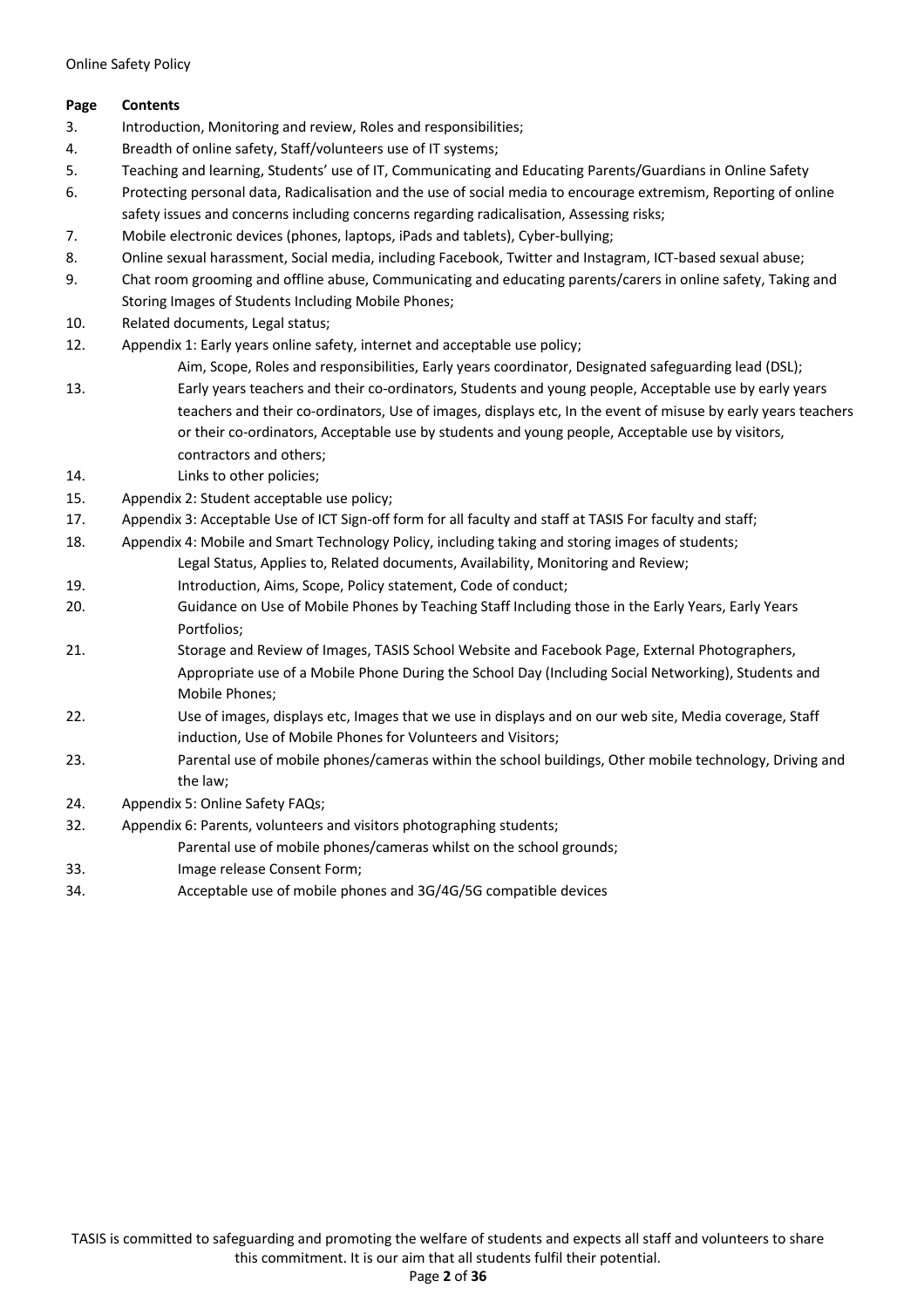| Page | Contents |
|---|---|
| 3. | Introduction, Monitoring and review, Roles and responsibilities; |
| 4. | Breadth of online safety, Staff/volunteers use of IT systems; |
| 5. | Teaching and learning, Students' use of IT, Communicating and Educating Parents/Guardians in Online Safety |
| 6. | Protecting personal data, Radicalisation and the use of social media to encourage extremism, Reporting of online safety issues and concerns including concerns regarding radicalisation, Assessing risks; |
| 7. | Mobile electronic devices (phones, laptops, iPads and tablets), Cyber-bullying; |
| 8. | Online sexual harassment, Social media, including Facebook, Twitter and Instagram, ICT-based sexual abuse; |
| 9. | Chat room grooming and offline abuse, Communicating and educating parents/carers in online safety, Taking and Storing Images of Students Including Mobile Phones; |
| 10. | Related documents, Legal status; |
| 12. | Appendix 1: Early years online safety, internet and acceptable use policy; |
| | Aim, Scope, Roles and responsibilities, Early years coordinator, Designated safeguarding lead (DSL); |
| 13. | Early years teachers and their co-ordinators, Students and young people, Acceptable use by early years teachers and their co-ordinators, Use of images, displays etc, In the event of misuse by early years teachers or their co-ordinators, Acceptable use by students and young people, Acceptable use by visitors, contractors and others; |
| 14. | Links to other policies; |
| 15. | Appendix 2: Student acceptable use policy; |
| 17. | Appendix 3: Acceptable Use of ICT Sign-off form for all faculty and staff at TASIS For faculty and staff; |
| 18. | Appendix 4: Mobile and Smart Technology Policy, including taking and storing images of students; |
| | Legal Status, Applies to, Related documents, Availability, Monitoring and Review; |
| 19. | Introduction, Aims, Scope, Policy statement, Code of conduct; |
| 20. | Guidance on Use of Mobile Phones by Teaching Staff Including those in the Early Years, Early Years Portfolios; |
| 21. | Storage and Review of Images, TASIS School Website and Facebook Page, External Photographers, Appropriate use of a Mobile Phone During the School Day (Including Social Networking), Students and Mobile Phones; |
| 22. | Use of images, displays etc, Images that we use in displays and on our web site, Media coverage, Staff induction, Use of Mobile Phones for Volunteers and Visitors; |
| 23. | Parental use of mobile phones/cameras within the school buildings, Other mobile technology, Driving and the law; |
| 24. | Appendix 5: Online Safety FAQs; |
| 32. | Appendix 6: Parents, volunteers and visitors photographing students; |
| | Parental use of mobile phones/cameras whilst on the school grounds; |
| 33. | Image release Consent Form; |
| 34. | Acceptable use of mobile phones and 3G/4G/5G compatible devices |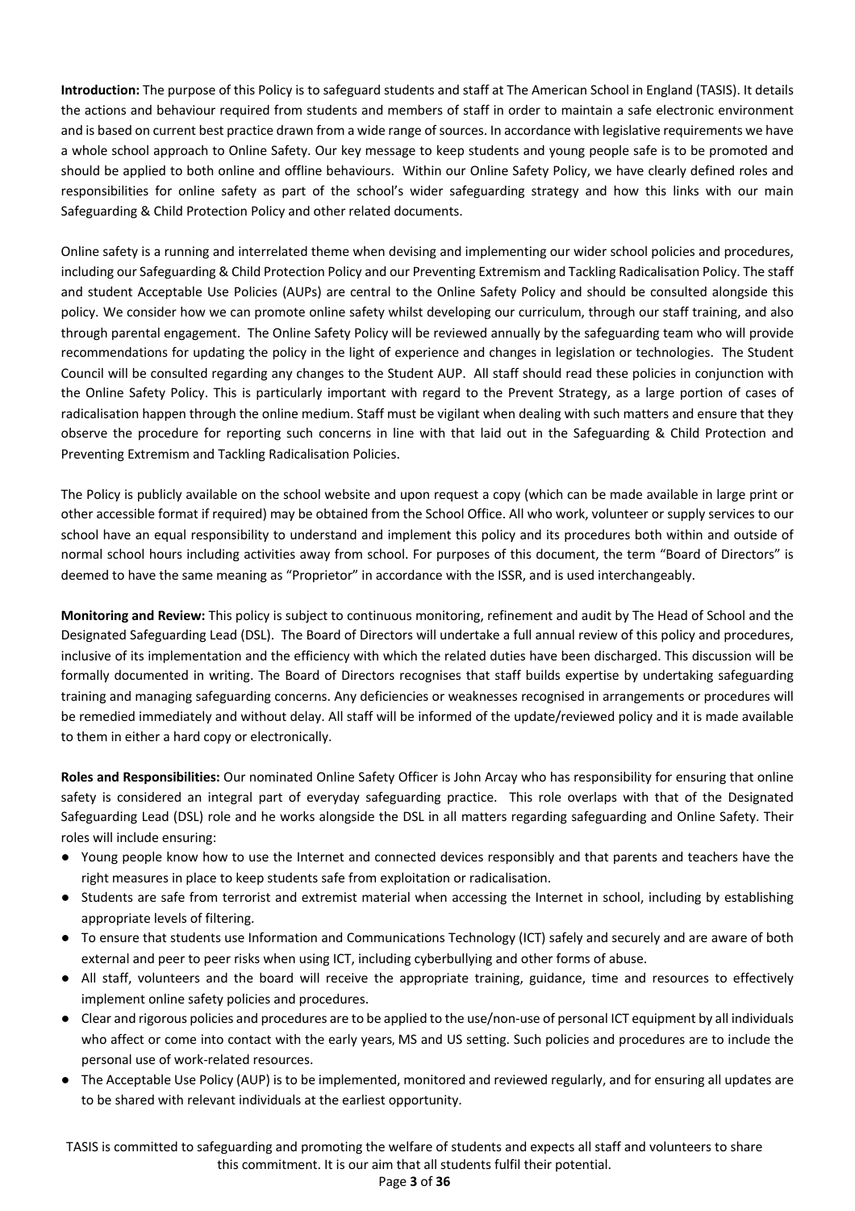**Introduction:** The purpose of this Policy is to safeguard students and staff at The American School in England (TASIS). It details the actions and behaviour required from students and members of staff in order to maintain a safe electronic environment and is based on current best practice drawn from a wide range of sources. In accordance with legislative requirements we have a whole school approach to Online Safety. Our key message to keep students and young people safe is to be promoted and should be applied to both online and offline behaviours. Within our Online Safety Policy, we have clearly defined roles and responsibilities for online safety as part of the school's wider safeguarding strategy and how this links with our main Safeguarding & Child Protection Policy and other related documents.

Online safety is a running and interrelated theme when devising and implementing our wider school policies and procedures, including our Safeguarding & Child Protection Policy and our Preventing Extremism and Tackling Radicalisation Policy. The staff and student Acceptable Use Policies (AUPs) are central to the Online Safety Policy and should be consulted alongside this policy. We consider how we can promote online safety whilst developing our curriculum, through our staff training, and also through parental engagement. The Online Safety Policy will be reviewed annually by the safeguarding team who will provide recommendations for updating the policy in the light of experience and changes in legislation or technologies. The Student Council will be consulted regarding any changes to the Student AUP. All staff should read these policies in conjunction with the Online Safety Policy. This is particularly important with regard to the Prevent Strategy, as a large portion of cases of radicalisation happen through the online medium. Staff must be vigilant when dealing with such matters and ensure that they observe the procedure for reporting such concerns in line with that laid out in the Safeguarding & Child Protection and Preventing Extremism and Tackling Radicalisation Policies.

The Policy is publicly available on the school website and upon request a copy (which can be made available in large print or other accessible format if required) may be obtained from the School Office. All who work, volunteer or supply services to our school have an equal responsibility to understand and implement this policy and its procedures both within and outside of normal school hours including activities away from school. For purposes of this document, the term "Board of Directors" is deemed to have the same meaning as "Proprietor" in accordance with the ISSR, and is used interchangeably.

**Monitoring and Review:** This policy is subject to continuous monitoring, refinement and audit by The Head of School and the Designated Safeguarding Lead (DSL). The Board of Directors will undertake a full annual review of this policy and procedures, inclusive of its implementation and the efficiency with which the related duties have been discharged. This discussion will be formally documented in writing. The Board of Directors recognises that staff builds expertise by undertaking safeguarding training and managing safeguarding concerns. Any deficiencies or weaknesses recognised in arrangements or procedures will be remedied immediately and without delay. All staff will be informed of the update/reviewed policy and it is made available to them in either a hard copy or electronically.

**Roles and Responsibilities:** Our nominated Online Safety Officer is John Arcay who has responsibility for ensuring that online safety is considered an integral part of everyday safeguarding practice. This role overlaps with that of the Designated Safeguarding Lead (DSL) role and he works alongside the DSL in all matters regarding safeguarding and Online Safety. Their roles will include ensuring:

- Young people know how to use the Internet and connected devices responsibly and that parents and teachers have the right measures in place to keep students safe from exploitation or radicalisation.
- Students are safe from terrorist and extremist material when accessing the Internet in school, including by establishing appropriate levels of filtering.
- To ensure that students use Information and Communications Technology (ICT) safely and securely and are aware of both external and peer to peer risks when using ICT, including cyberbullying and other forms of abuse.
- All staff, volunteers and the board will receive the appropriate training, guidance, time and resources to effectively implement online safety policies and procedures.
- Clear and rigorous policies and procedures are to be applied to the use/non-use of personal ICT equipment by all individuals who affect or come into contact with the early years, MS and US setting. Such policies and procedures are to include the personal use of work-related resources.
- The Acceptable Use Policy (AUP) is to be implemented, monitored and reviewed regularly, and for ensuring all updates are to be shared with relevant individuals at the earliest opportunity.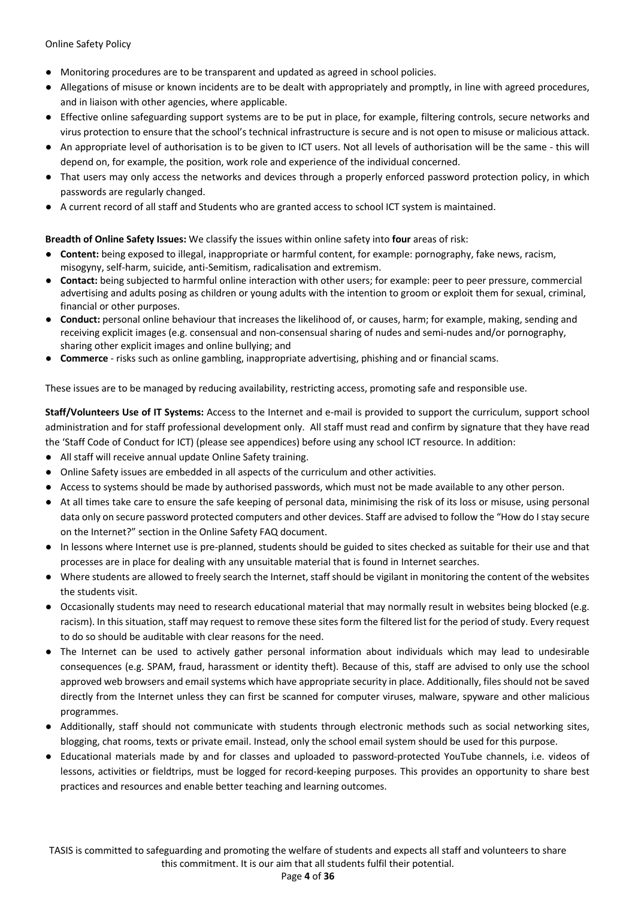- Monitoring procedures are to be transparent and updated as agreed in school policies.
- Allegations of misuse or known incidents are to be dealt with appropriately and promptly, in line with agreed procedures, and in liaison with other agencies, where applicable.
- Effective online safeguarding support systems are to be put in place, for example, filtering controls, secure networks and virus protection to ensure that the school's technical infrastructure is secure and is not open to misuse or malicious attack.
- An appropriate level of authorisation is to be given to ICT users. Not all levels of authorisation will be the same - this will depend on, for example, the position, work role and experience of the individual concerned.
- That users may only access the networks and devices through a properly enforced password protection policy, in which passwords are regularly changed.
- A current record of all staff and Students who are granted access to school ICT system is maintained.

**Breadth of Online Safety Issues:** We classify the issues within online safety into **four** areas of risk:

- **Content:** being exposed to illegal, inappropriate or harmful content, for example: pornography, fake news, racism, misogyny, self-harm, suicide, anti-Semitism, radicalisation and extremism.
- **Contact:** being subjected to harmful online interaction with other users; for example: peer to peer pressure, commercial advertising and adults posing as children or young adults with the intention to groom or exploit them for sexual, criminal, financial or other purposes.
- **Conduct:** personal online behaviour that increases the likelihood of, or causes, harm; for example, making, sending and receiving explicit images (e.g. consensual and non-consensual sharing of nudes and semi-nudes and/or pornography, sharing other explicit images and online bullying; and
- **Commerce** - risks such as online gambling, inappropriate advertising, phishing and or financial scams.

These issues are to be managed by reducing availability, restricting access, promoting safe and responsible use.

**Staff/Volunteers Use of IT Systems:** Access to the Internet and e-mail is provided to support the curriculum, support school administration and for staff professional development only. All staff must read and confirm by signature that they have read the 'Staff Code of Conduct for ICT) (please see appendices) before using any school ICT resource. In addition:

- All staff will receive annual update Online Safety training.
- Online Safety issues are embedded in all aspects of the curriculum and other activities.
- Access to systems should be made by authorised passwords, which must not be made available to any other person.
- At all times take care to ensure the safe keeping of personal data, minimising the risk of its loss or misuse, using personal data only on secure password protected computers and other devices. Staff are advised to follow the "How do I stay secure on the Internet?" section in the Online Safety FAQ document.
- In lessons where Internet use is pre-planned, students should be guided to sites checked as suitable for their use and that processes are in place for dealing with any unsuitable material that is found in Internet searches.
- Where students are allowed to freely search the Internet, staff should be vigilant in monitoring the content of the websites the students visit.
- Occasionally students may need to research educational material that may normally result in websites being blocked (e.g. racism). In this situation, staff may request to remove these sites form the filtered list for the period of study. Every request to do so should be auditable with clear reasons for the need.
- The Internet can be used to actively gather personal information about individuals which may lead to undesirable consequences (e.g. SPAM, fraud, harassment or identity theft). Because of this, staff are advised to only use the school approved web browsers and email systems which have appropriate security in place. Additionally, files should not be saved directly from the Internet unless they can first be scanned for computer viruses, malware, spyware and other malicious programmes.
- Additionally, staff should not communicate with students through electronic methods such as social networking sites, blogging, chat rooms, texts or private email. Instead, only the school email system should be used for this purpose.
- Educational materials made by and for classes and uploaded to password-protected YouTube channels, i.e. videos of lessons, activities or fieldtrips, must be logged for record-keeping purposes. This provides an opportunity to share best practices and resources and enable better teaching and learning outcomes.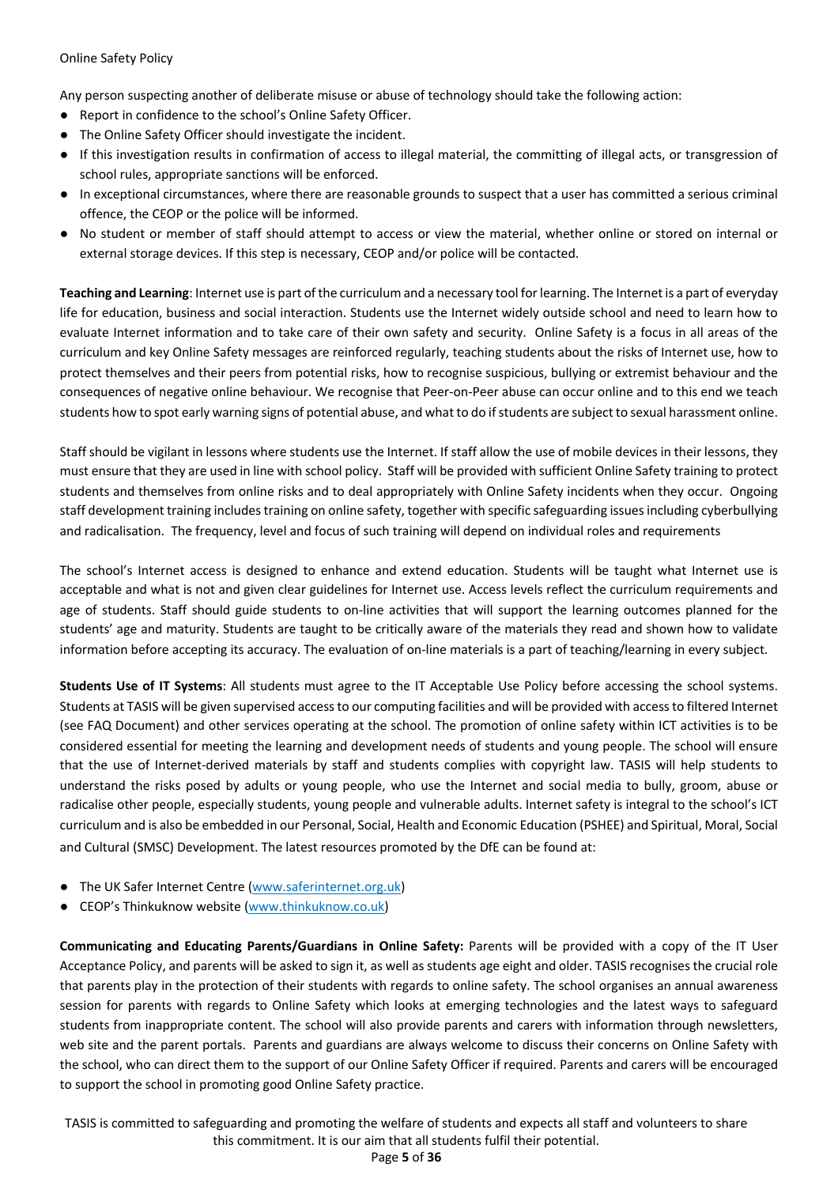Any person suspecting another of deliberate misuse or abuse of technology should take the following action:

- Report in confidence to the school's Online Safety Officer.
- The Online Safety Officer should investigate the incident.
- If this investigation results in confirmation of access to illegal material, the committing of illegal acts, or transgression of school rules, appropriate sanctions will be enforced.
- In exceptional circumstances, where there are reasonable grounds to suspect that a user has committed a serious criminal offence, the CEOP or the police will be informed.
- No student or member of staff should attempt to access or view the material, whether online or stored on internal or external storage devices. If this step is necessary, CEOP and/or police will be contacted.

**Teaching and Learning**: Internet use is part of the curriculum and a necessary tool for learning. The Internet is a part of everyday life for education, business and social interaction. Students use the Internet widely outside school and need to learn how to evaluate Internet information and to take care of their own safety and security. Online Safety is a focus in all areas of the curriculum and key Online Safety messages are reinforced regularly, teaching students about the risks of Internet use, how to protect themselves and their peers from potential risks, how to recognise suspicious, bullying or extremist behaviour and the consequences of negative online behaviour. We recognise that Peer-on-Peer abuse can occur online and to this end we teach students how to spot early warning signs of potential abuse, and what to do if students are subject to sexual harassment online.

Staff should be vigilant in lessons where students use the Internet. If staff allow the use of mobile devices in their lessons, they must ensure that they are used in line with school policy. Staff will be provided with sufficient Online Safety training to protect students and themselves from online risks and to deal appropriately with Online Safety incidents when they occur. Ongoing staff development training includes training on online safety, together with specific safeguarding issues including cyberbullying and radicalisation. The frequency, level and focus of such training will depend on individual roles and requirements

The school's Internet access is designed to enhance and extend education. Students will be taught what Internet use is acceptable and what is not and given clear guidelines for Internet use. Access levels reflect the curriculum requirements and age of students. Staff should guide students to on-line activities that will support the learning outcomes planned for the students' age and maturity. Students are taught to be critically aware of the materials they read and shown how to validate information before accepting its accuracy. The evaluation of on-line materials is a part of teaching/learning in every subject.

**Students Use of IT Systems**: All students must agree to the IT Acceptable Use Policy before accessing the school systems. Students at TASIS will be given supervised access to our computing facilities and will be provided with access to filtered Internet (see FAQ Document) and other services operating at the school. The promotion of online safety within ICT activities is to be considered essential for meeting the learning and development needs of students and young people. The school will ensure that the use of Internet-derived materials by staff and students complies with copyright law. TASIS will help students to understand the risks posed by adults or young people, who use the Internet and social media to bully, groom, abuse or radicalise other people, especially students, young people and vulnerable adults. Internet safety is integral to the school's ICT curriculum and is also be embedded in our Personal, Social, Health and Economic Education (PSHEE) and Spiritual, Moral, Social and Cultural (SMSC) Development. The latest resources promoted by the DfE can be found at:

- The UK Safer Internet Centre (www.saferinternet.org.uk)
- CEOP's Thinkuknow website (www.thinkuknow.co.uk)

**Communicating and Educating Parents/Guardians in Online Safety:** Parents will be provided with a copy of the IT User Acceptance Policy, and parents will be asked to sign it, as well as students age eight and older. TASIS recognises the crucial role that parents play in the protection of their students with regards to online safety. The school organises an annual awareness session for parents with regards to Online Safety which looks at emerging technologies and the latest ways to safeguard students from inappropriate content. The school will also provide parents and carers with information through newsletters, web site and the parent portals. Parents and guardians are always welcome to discuss their concerns on Online Safety with the school, who can direct them to the support of our Online Safety Officer if required. Parents and carers will be encouraged to support the school in promoting good Online Safety practice.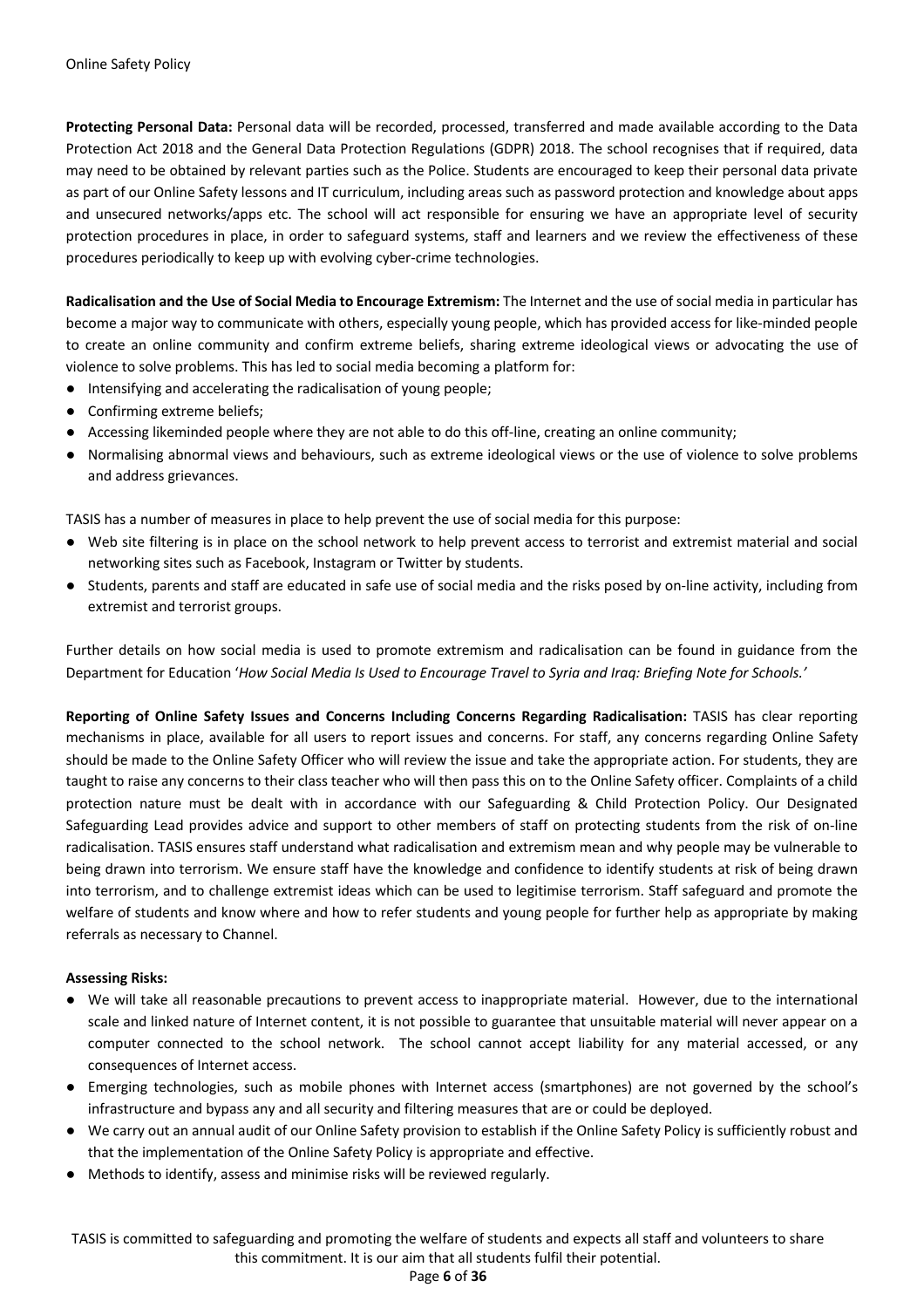**Protecting Personal Data:** Personal data will be recorded, processed, transferred and made available according to the Data Protection Act 2018 and the General Data Protection Regulations (GDPR) 2018. The school recognises that if required, data may need to be obtained by relevant parties such as the Police. Students are encouraged to keep their personal data private as part of our Online Safety lessons and IT curriculum, including areas such as password protection and knowledge about apps and unsecured networks/apps etc. The school will act responsible for ensuring we have an appropriate level of security protection procedures in place, in order to safeguard systems, staff and learners and we review the effectiveness of these procedures periodically to keep up with evolving cyber-crime technologies.

**Radicalisation and the Use of Social Media to Encourage Extremism:** The Internet and the use of social media in particular has become a major way to communicate with others, especially young people, which has provided access for like-minded people to create an online community and confirm extreme beliefs, sharing extreme ideological views or advocating the use of violence to solve problems. This has led to social media becoming a platform for:

- Intensifying and accelerating the radicalisation of young people;
- Confirming extreme beliefs;
- Accessing likeminded people where they are not able to do this off-line, creating an online community;
- Normalising abnormal views and behaviours, such as extreme ideological views or the use of violence to solve problems and address grievances.

TASIS has a number of measures in place to help prevent the use of social media for this purpose:

- Web site filtering is in place on the school network to help prevent access to terrorist and extremist material and social networking sites such as Facebook, Instagram or Twitter by students.
- Students, parents and staff are educated in safe use of social media and the risks posed by on-line activity, including from extremist and terrorist groups.

Further details on how social media is used to promote extremism and radicalisation can be found in guidance from the Department for Education '*How Social Media Is Used to Encourage Travel to Syria and Iraq: Briefing Note for Schools.'*

**Reporting of Online Safety Issues and Concerns Including Concerns Regarding Radicalisation:** TASIS has clear reporting mechanisms in place, available for all users to report issues and concerns. For staff, any concerns regarding Online Safety should be made to the Online Safety Officer who will review the issue and take the appropriate action. For students, they are taught to raise any concerns to their class teacher who will then pass this on to the Online Safety officer. Complaints of a child protection nature must be dealt with in accordance with our Safeguarding & Child Protection Policy. Our Designated Safeguarding Lead provides advice and support to other members of staff on protecting students from the risk of on-line radicalisation. TASIS ensures staff understand what radicalisation and extremism mean and why people may be vulnerable to being drawn into terrorism. We ensure staff have the knowledge and confidence to identify students at risk of being drawn into terrorism, and to challenge extremist ideas which can be used to legitimise terrorism. Staff safeguard and promote the welfare of students and know where and how to refer students and young people for further help as appropriate by making referrals as necessary to Channel.

**Assessing Risks:**

- We will take all reasonable precautions to prevent access to inappropriate material. However, due to the international scale and linked nature of Internet content, it is not possible to guarantee that unsuitable material will never appear on a computer connected to the school network. The school cannot accept liability for any material accessed, or any consequences of Internet access.
- Emerging technologies, such as mobile phones with Internet access (smartphones) are not governed by the school's infrastructure and bypass any and all security and filtering measures that are or could be deployed.
- We carry out an annual audit of our Online Safety provision to establish if the Online Safety Policy is sufficiently robust and that the implementation of the Online Safety Policy is appropriate and effective.
- Methods to identify, assess and minimise risks will be reviewed regularly.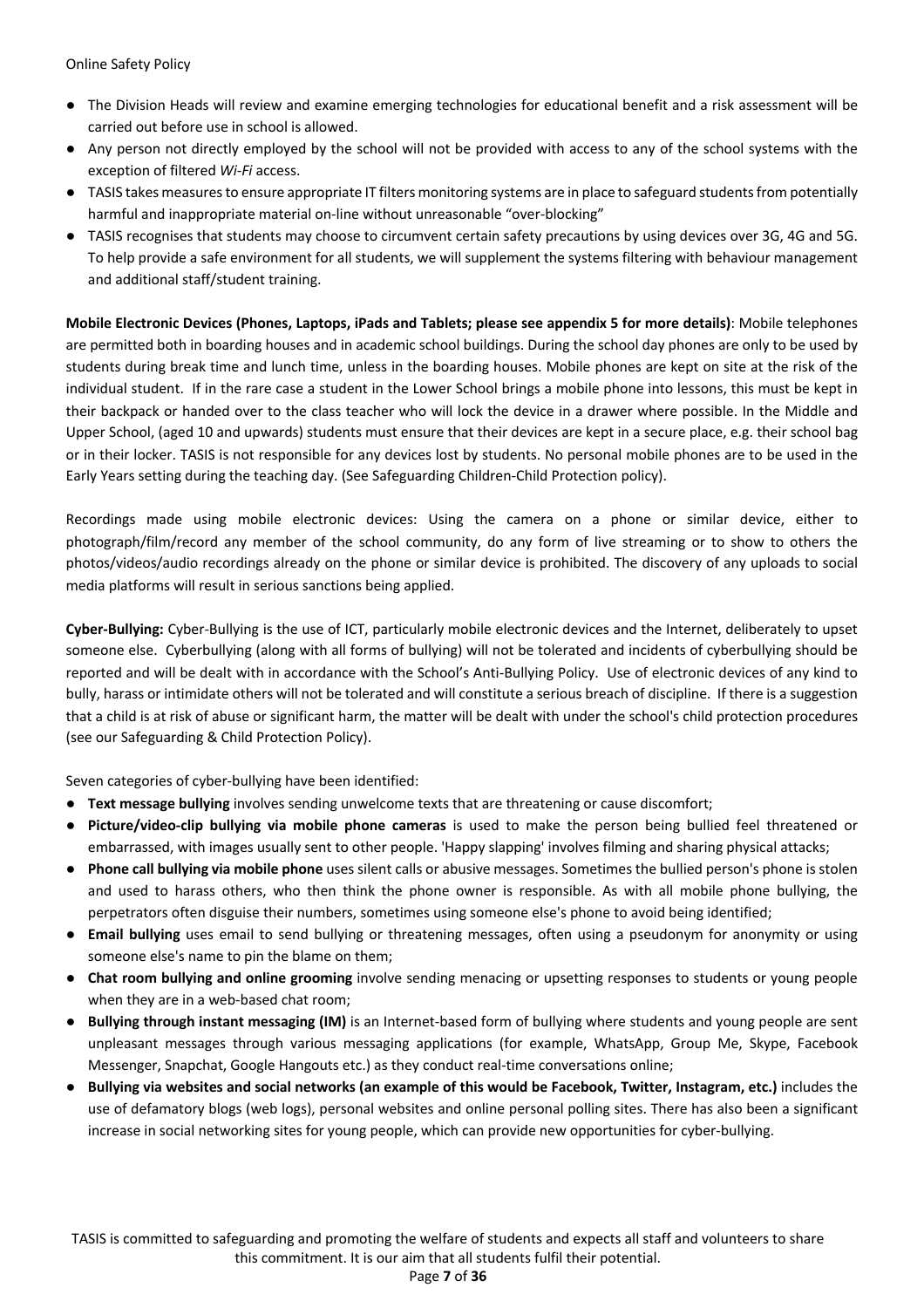- The Division Heads will review and examine emerging technologies for educational benefit and a risk assessment will be carried out before use in school is allowed.
- Any person not directly employed by the school will not be provided with access to any of the school systems with the exception of filtered *Wi-Fi* access.
- TASIS takes measures to ensure appropriate IT filters monitoring systems are in place to safeguard students from potentially harmful and inappropriate material on-line without unreasonable "over-blocking"
- TASIS recognises that students may choose to circumvent certain safety precautions by using devices over 3G, 4G and 5G. To help provide a safe environment for all students, we will supplement the systems filtering with behaviour management and additional staff/student training.

**Mobile Electronic Devices (Phones, Laptops, iPads and Tablets; please see appendix 5 for more details)**: Mobile telephones are permitted both in boarding houses and in academic school buildings. During the school day phones are only to be used by students during break time and lunch time, unless in the boarding houses. Mobile phones are kept on site at the risk of the individual student. If in the rare case a student in the Lower School brings a mobile phone into lessons, this must be kept in their backpack or handed over to the class teacher who will lock the device in a drawer where possible. In the Middle and Upper School, (aged 10 and upwards) students must ensure that their devices are kept in a secure place, e.g. their school bag or in their locker. TASIS is not responsible for any devices lost by students. No personal mobile phones are to be used in the Early Years setting during the teaching day. (See Safeguarding Children-Child Protection policy).

Recordings made using mobile electronic devices: Using the camera on a phone or similar device, either to photograph/film/record any member of the school community, do any form of live streaming or to show to others the photos/videos/audio recordings already on the phone or similar device is prohibited. The discovery of any uploads to social media platforms will result in serious sanctions being applied.

**Cyber-Bullying:** Cyber-Bullying is the use of ICT, particularly mobile electronic devices and the Internet, deliberately to upset someone else. Cyberbullying (along with all forms of bullying) will not be tolerated and incidents of cyberbullying should be reported and will be dealt with in accordance with the School's Anti-Bullying Policy. Use of electronic devices of any kind to bully, harass or intimidate others will not be tolerated and will constitute a serious breach of discipline. If there is a suggestion that a child is at risk of abuse or significant harm, the matter will be dealt with under the school's child protection procedures (see our Safeguarding & Child Protection Policy).

Seven categories of cyber-bullying have been identified:

- **Text message bullying** involves sending unwelcome texts that are threatening or cause discomfort;
- **Picture/video-clip bullying via mobile phone cameras** is used to make the person being bullied feel threatened or embarrassed, with images usually sent to other people. 'Happy slapping' involves filming and sharing physical attacks;
- **Phone call bullying via mobile phone** uses silent calls or abusive messages. Sometimes the bullied person's phone is stolen and used to harass others, who then think the phone owner is responsible. As with all mobile phone bullying, the perpetrators often disguise their numbers, sometimes using someone else's phone to avoid being identified;
- **Email bullying** uses email to send bullying or threatening messages, often using a pseudonym for anonymity or using someone else's name to pin the blame on them;
- **Chat room bullying and online grooming** involve sending menacing or upsetting responses to students or young people when they are in a web-based chat room;
- **Bullying through instant messaging (IM)** is an Internet-based form of bullying where students and young people are sent unpleasant messages through various messaging applications (for example, WhatsApp, Group Me, Skype, Facebook Messenger, Snapchat, Google Hangouts etc.) as they conduct real-time conversations online;
- **Bullying via websites and social networks (an example of this would be Facebook, Twitter, Instagram, etc.)** includes the use of defamatory blogs (web logs), personal websites and online personal polling sites. There has also been a significant increase in social networking sites for young people, which can provide new opportunities for cyber-bullying.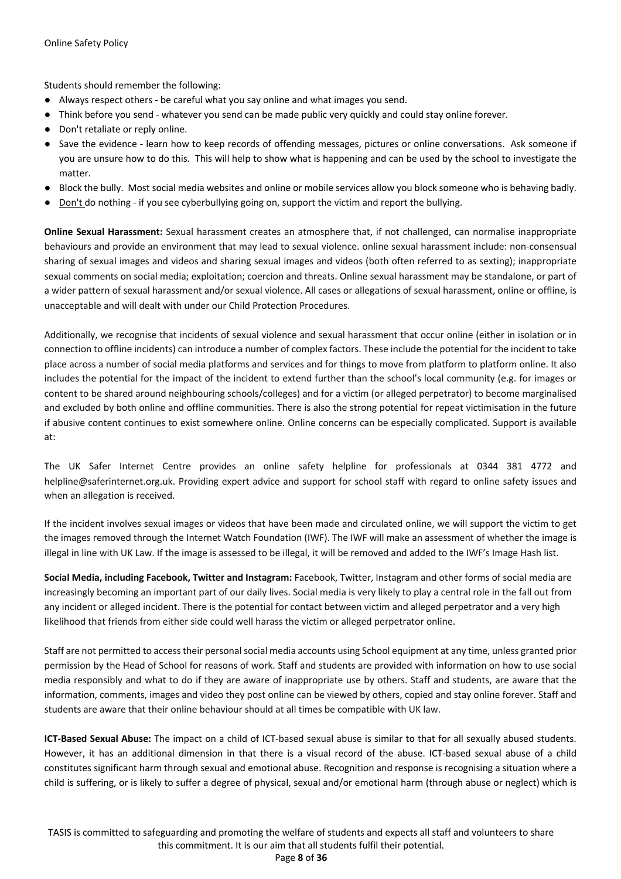Students should remember the following:

- Always respect others - be careful what you say online and what images you send.
- Think before you send - whatever you send can be made public very quickly and could stay online forever.
- Don't retaliate or reply online.
- Save the evidence - learn how to keep records of offending messages, pictures or online conversations. Ask someone if you are unsure how to do this. This will help to show what is happening and can be used by the school to investigate the matter.
- Block the bully. Most social media websites and online or mobile services allow you block someone who is behaving badly.
- Don't do nothing - if you see cyberbullying going on, support the victim and report the bullying.

**Online Sexual Harassment:** Sexual harassment creates an atmosphere that, if not challenged, can normalise inappropriate behaviours and provide an environment that may lead to sexual violence. online sexual harassment include: non-consensual sharing of sexual images and videos and sharing sexual images and videos (both often referred to as sexting); inappropriate sexual comments on social media; exploitation; coercion and threats. Online sexual harassment may be standalone, or part of a wider pattern of sexual harassment and/or sexual violence. All cases or allegations of sexual harassment, online or offline, is unacceptable and will dealt with under our Child Protection Procedures.

Additionally, we recognise that incidents of sexual violence and sexual harassment that occur online (either in isolation or in connection to offline incidents) can introduce a number of complex factors. These include the potential for the incident to take place across a number of social media platforms and services and for things to move from platform to platform online. It also includes the potential for the impact of the incident to extend further than the school's local community (e.g. for images or content to be shared around neighbouring schools/colleges) and for a victim (or alleged perpetrator) to become marginalised and excluded by both online and offline communities. There is also the strong potential for repeat victimisation in the future if abusive content continues to exist somewhere online. Online concerns can be especially complicated. Support is available at:

The UK Safer Internet Centre provides an online safety helpline for professionals at 0344 381 4772 and helpline@saferinternet.org.uk. Providing expert advice and support for school staff with regard to online safety issues and when an allegation is received.

If the incident involves sexual images or videos that have been made and circulated online, we will support the victim to get the images removed through the Internet Watch Foundation (IWF). The IWF will make an assessment of whether the image is illegal in line with UK Law. If the image is assessed to be illegal, it will be removed and added to the IWF's Image Hash list.

**Social Media, including Facebook, Twitter and Instagram:** Facebook, Twitter, Instagram and other forms of social media are increasingly becoming an important part of our daily lives. Social media is very likely to play a central role in the fall out from any incident or alleged incident. There is the potential for contact between victim and alleged perpetrator and a very high likelihood that friends from either side could well harass the victim or alleged perpetrator online.

Staff are not permitted to access their personal social media accounts using School equipment at any time, unless granted prior permission by the Head of School for reasons of work. Staff and students are provided with information on how to use social media responsibly and what to do if they are aware of inappropriate use by others. Staff and students, are aware that the information, comments, images and video they post online can be viewed by others, copied and stay online forever. Staff and students are aware that their online behaviour should at all times be compatible with UK law.

**ICT-Based Sexual Abuse:** The impact on a child of ICT-based sexual abuse is similar to that for all sexually abused students. However, it has an additional dimension in that there is a visual record of the abuse. ICT-based sexual abuse of a child constitutes significant harm through sexual and emotional abuse. Recognition and response is recognising a situation where a child is suffering, or is likely to suffer a degree of physical, sexual and/or emotional harm (through abuse or neglect) which is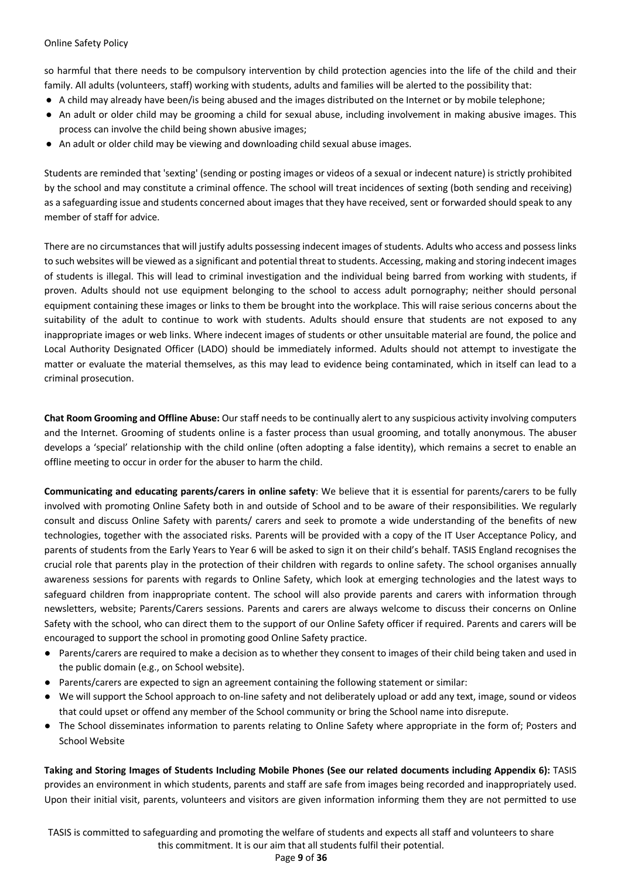so harmful that there needs to be compulsory intervention by child protection agencies into the life of the child and their family. All adults (volunteers, staff) working with students, adults and families will be alerted to the possibility that:

- A child may already have been/is being abused and the images distributed on the Internet or by mobile telephone;
- An adult or older child may be grooming a child for sexual abuse, including involvement in making abusive images. This process can involve the child being shown abusive images;
- An adult or older child may be viewing and downloading child sexual abuse images.

Students are reminded that 'sexting' (sending or posting images or videos of a sexual or indecent nature) is strictly prohibited by the school and may constitute a criminal offence. The school will treat incidences of sexting (both sending and receiving) as a safeguarding issue and students concerned about images that they have received, sent or forwarded should speak to any member of staff for advice.

There are no circumstances that will justify adults possessing indecent images of students. Adults who access and possess links to such websites will be viewed as a significant and potential threat to students. Accessing, making and storing indecent images of students is illegal. This will lead to criminal investigation and the individual being barred from working with students, if proven. Adults should not use equipment belonging to the school to access adult pornography; neither should personal equipment containing these images or links to them be brought into the workplace. This will raise serious concerns about the suitability of the adult to continue to work with students. Adults should ensure that students are not exposed to any inappropriate images or web links. Where indecent images of students or other unsuitable material are found, the police and Local Authority Designated Officer (LADO) should be immediately informed. Adults should not attempt to investigate the matter or evaluate the material themselves, as this may lead to evidence being contaminated, which in itself can lead to a criminal prosecution.

**Chat Room Grooming and Offline Abuse:** Our staff needs to be continually alert to any suspicious activity involving computers and the Internet. Grooming of students online is a faster process than usual grooming, and totally anonymous. The abuser develops a 'special' relationship with the child online (often adopting a false identity), which remains a secret to enable an offline meeting to occur in order for the abuser to harm the child.

**Communicating and educating parents/carers in online safety**: We believe that it is essential for parents/carers to be fully involved with promoting Online Safety both in and outside of School and to be aware of their responsibilities. We regularly consult and discuss Online Safety with parents/ carers and seek to promote a wide understanding of the benefits of new technologies, together with the associated risks. Parents will be provided with a copy of the IT User Acceptance Policy, and parents of students from the Early Years to Year 6 will be asked to sign it on their child's behalf. TASIS England recognises the crucial role that parents play in the protection of their children with regards to online safety. The school organises annually awareness sessions for parents with regards to Online Safety, which look at emerging technologies and the latest ways to safeguard children from inappropriate content. The school will also provide parents and carers with information through newsletters, website; Parents/Carers sessions. Parents and carers are always welcome to discuss their concerns on Online Safety with the school, who can direct them to the support of our Online Safety officer if required. Parents and carers will be encouraged to support the school in promoting good Online Safety practice.

- Parents/carers are required to make a decision as to whether they consent to images of their child being taken and used in the public domain (e.g., on School website).
- Parents/carers are expected to sign an agreement containing the following statement or similar:
- We will support the School approach to on-line safety and not deliberately upload or add any text, image, sound or videos that could upset or offend any member of the School community or bring the School name into disrepute.
- The School disseminates information to parents relating to Online Safety where appropriate in the form of; Posters and School Website

**Taking and Storing Images of Students Including Mobile Phones (See our related documents including Appendix 6):** TASIS provides an environment in which students, parents and staff are safe from images being recorded and inappropriately used. Upon their initial visit, parents, volunteers and visitors are given information informing them they are not permitted to use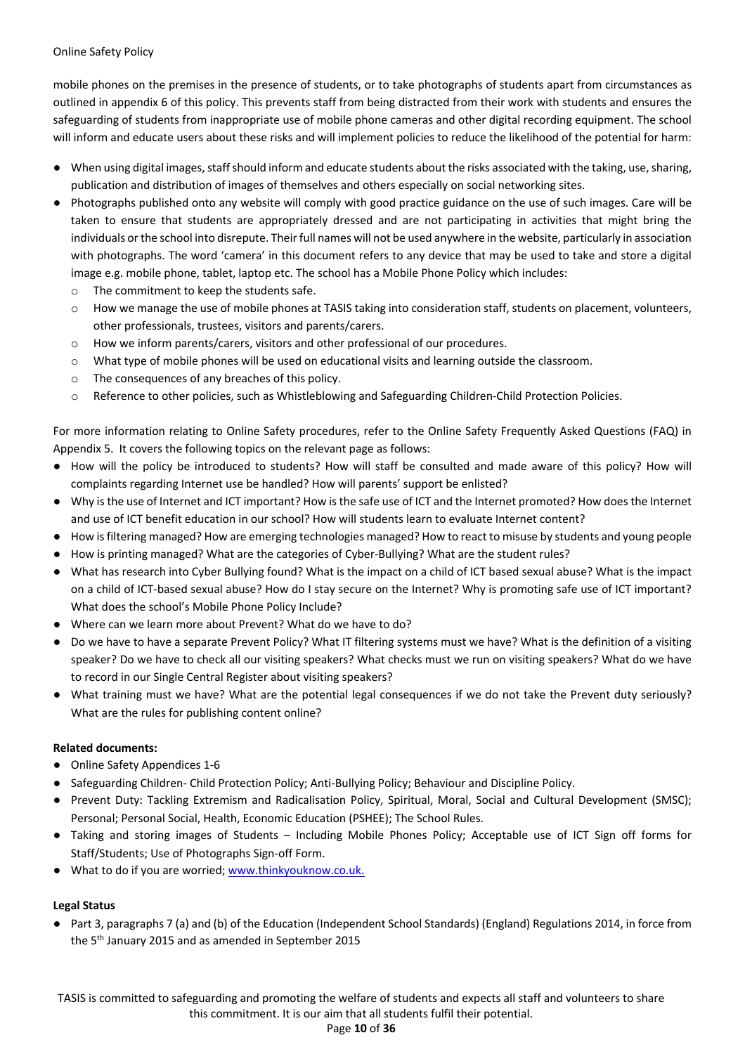mobile phones on the premises in the presence of students, or to take photographs of students apart from circumstances as outlined in appendix 6 of this policy. This prevents staff from being distracted from their work with students and ensures the safeguarding of students from inappropriate use of mobile phone cameras and other digital recording equipment. The school will inform and educate users about these risks and will implement policies to reduce the likelihood of the potential for harm:

- When using digital images, staff should inform and educate students about the risks associated with the taking, use, sharing, publication and distribution of images of themselves and others especially on social networking sites.
- Photographs published onto any website will comply with good practice guidance on the use of such images. Care will be taken to ensure that students are appropriately dressed and are not participating in activities that might bring the individuals or the school into disrepute. Their full names will not be used anywhere in the website, particularly in association with photographs. The word 'camera' in this document refers to any device that may be used to take and store a digital image e.g. mobile phone, tablet, laptop etc. The school has a Mobile Phone Policy which includes:
    - The commitment to keep the students safe.
    - How we manage the use of mobile phones at TASIS taking into consideration staff, students on placement, volunteers, other professionals, trustees, visitors and parents/carers.
    - How we inform parents/carers, visitors and other professional of our procedures.
    - What type of mobile phones will be used on educational visits and learning outside the classroom.
    - The consequences of any breaches of this policy.
    - Reference to other policies, such as Whistleblowing and Safeguarding Children-Child Protection Policies.

For more information relating to Online Safety procedures, refer to the Online Safety Frequently Asked Questions (FAQ) in Appendix 5. It covers the following topics on the relevant page as follows:

- How will the policy be introduced to students? How will staff be consulted and made aware of this policy? How will complaints regarding Internet use be handled? How will parents' support be enlisted?
- Why is the use of Internet and ICT important? How is the safe use of ICT and the Internet promoted? How does the Internet and use of ICT benefit education in our school? How will students learn to evaluate Internet content?
- How is filtering managed? How are emerging technologies managed? How to react to misuse by students and young people
- How is printing managed? What are the categories of Cyber-Bullying? What are the student rules?
- What has research into Cyber Bullying found? What is the impact on a child of ICT based sexual abuse? What is the impact on a child of ICT-based sexual abuse? How do I stay secure on the Internet? Why is promoting safe use of ICT important? What does the school's Mobile Phone Policy Include?
- Where can we learn more about Prevent? What do we have to do?
- Do we have to have a separate Prevent Policy? What IT filtering systems must we have? What is the definition of a visiting speaker? Do we have to check all our visiting speakers? What checks must we run on visiting speakers? What do we have to record in our Single Central Register about visiting speakers?
- What training must we have? What are the potential legal consequences if we do not take the Prevent duty seriously? What are the rules for publishing content online?

**Related documents:**

- Online Safety Appendices 1-6
- Safeguarding Children- Child Protection Policy; Anti-Bullying Policy; Behaviour and Discipline Policy.
- Prevent Duty: Tackling Extremism and Radicalisation Policy, Spiritual, Moral, Social and Cultural Development (SMSC); Personal; Personal Social, Health, Economic Education (PSHEE); The School Rules.
- Taking and storing images of Students – Including Mobile Phones Policy; Acceptable use of ICT Sign off forms for Staff/Students; Use of Photographs Sign-off Form.
- What to do if you are worried; www.thinkyouknow.co.uk.

**Legal Status**

- Part 3, paragraphs 7 (a) and (b) of the Education (Independent School Standards) (England) Regulations 2014, in force from the 5th January 2015 and as amended in September 2015

TASIS is committed to safeguarding and promoting the welfare of students and expects all staff and volunteers to share this commitment. It is our aim that all students fulfil their potential.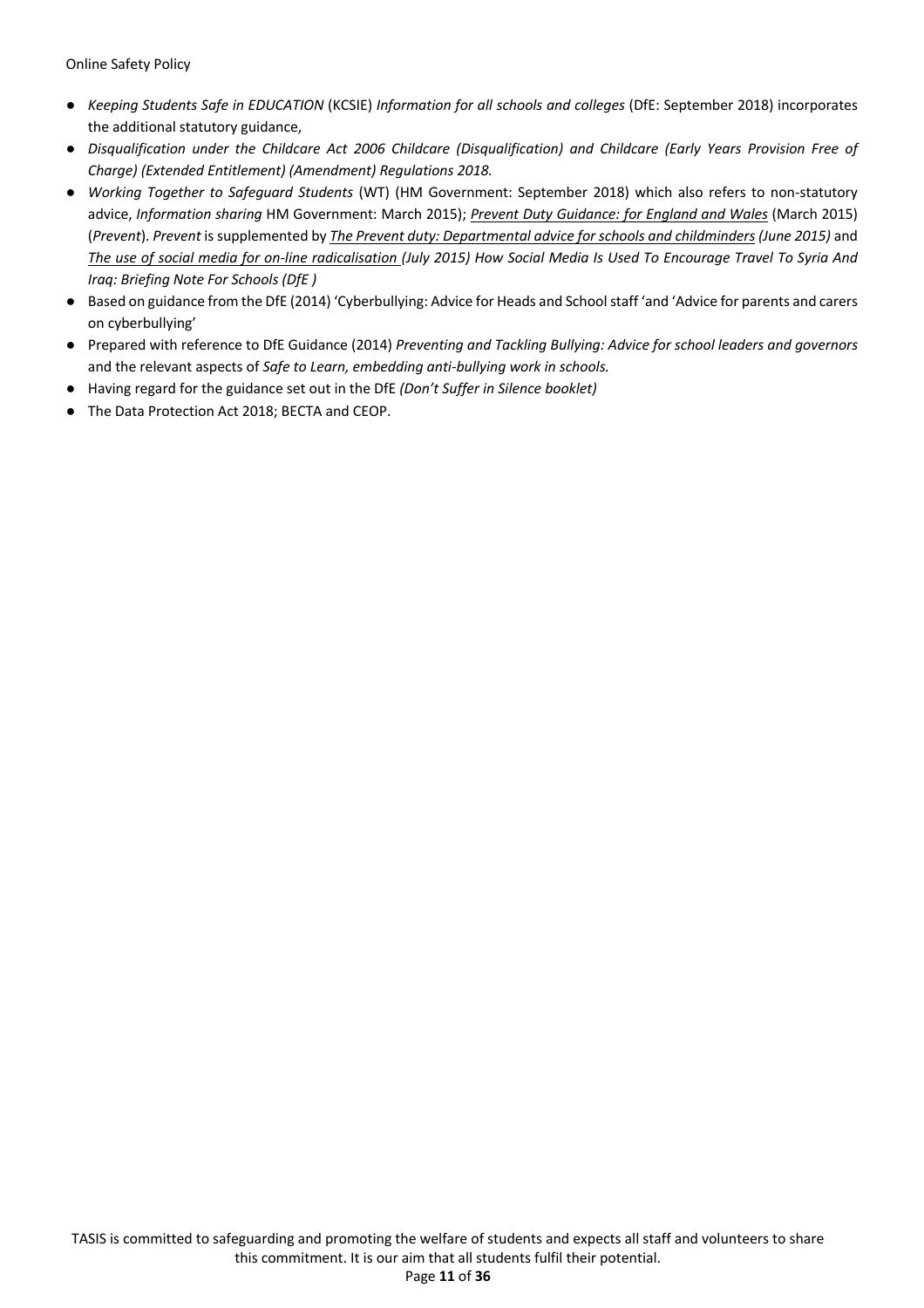- *Keeping Students Safe in EDUCATION* (KCSIE) *Information for all schools and colleges* (DfE: September 2018) incorporates the additional statutory guidance,
- *Disqualification under the Childcare Act 2006 Childcare (Disqualification) and Childcare (Early Years Provision Free of Charge) (Extended Entitlement) (Amendment) Regulations 2018.*
- *Working Together to Safeguard Students* (WT) (HM Government: September 2018) which also refers to non-statutory advice, *Information sharing* HM Government: March 2015); *Prevent Duty Guidance: for England and Wales* (March 2015) (*Prevent*). *Prevent* is supplemented by *The Prevent duty: Departmental advice for schools and childminders (June 2015)* and *The use of social media for on-line radicalisation (July 2015) How Social Media Is Used To Encourage Travel To Syria And Iraq: Briefing Note For Schools (DfE )*
- Based on guidance from the DfE (2014) 'Cyberbullying: Advice for Heads and School staff 'and 'Advice for parents and carers on cyberbullying'
- Prepared with reference to DfE Guidance (2014) *Preventing and Tackling Bullying: Advice for school leaders and governors* and the relevant aspects of *Safe to Learn, embedding anti-bullying work in schools.*
- Having regard for the guidance set out in the DfE *(Don't Suffer in Silence booklet)*
- The Data Protection Act 2018; BECTA and CEOP.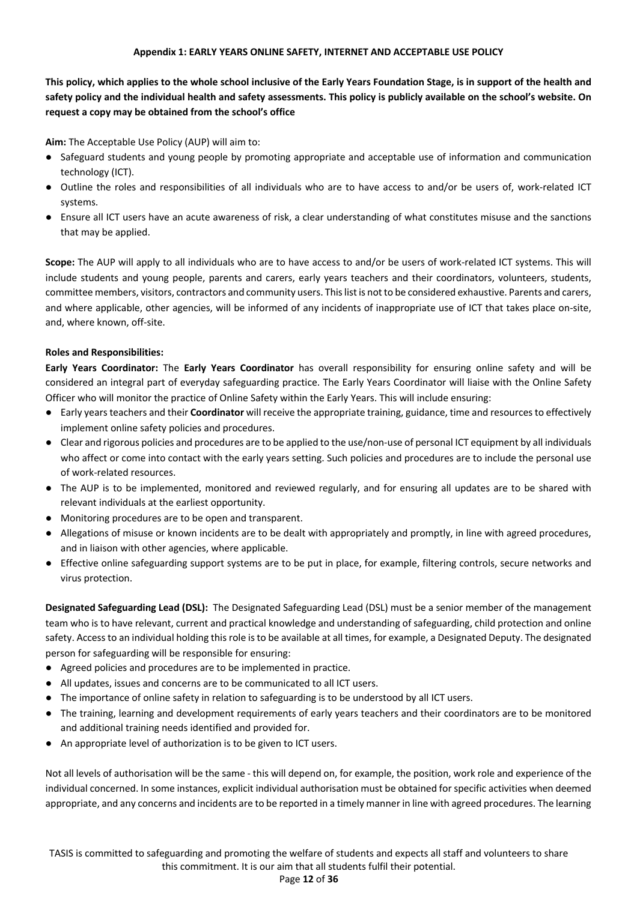**Appendix 1: EARLY YEARS ONLINE SAFETY, INTERNET AND ACCEPTABLE USE POLICY**

**This policy, which applies to the whole school inclusive of the Early Years Foundation Stage, is in support of the health and safety policy and the individual health and safety assessments. This policy is publicly available on the school's website. On request a copy may be obtained from the school's office**

**Aim:** The Acceptable Use Policy (AUP) will aim to:

- Safeguard students and young people by promoting appropriate and acceptable use of information and communication technology (ICT).
- Outline the roles and responsibilities of all individuals who are to have access to and/or be users of, work-related ICT systems.
- Ensure all ICT users have an acute awareness of risk, a clear understanding of what constitutes misuse and the sanctions that may be applied.

**Scope:** The AUP will apply to all individuals who are to have access to and/or be users of work-related ICT systems. This will include students and young people, parents and carers, early years teachers and their coordinators, volunteers, students, committee members, visitors, contractors and community users. This list is not to be considered exhaustive. Parents and carers, and where applicable, other agencies, will be informed of any incidents of inappropriate use of ICT that takes place on-site, and, where known, off-site.

**Roles and Responsibilities:**

**Early Years Coordinator:** The **Early Years Coordinator** has overall responsibility for ensuring online safety and will be considered an integral part of everyday safeguarding practice. The Early Years Coordinator will liaise with the Online Safety Officer who will monitor the practice of Online Safety within the Early Years. This will include ensuring:

- Early years teachers and their **Coordinator** will receive the appropriate training, guidance, time and resources to effectively implement online safety policies and procedures.
- Clear and rigorous policies and procedures are to be applied to the use/non-use of personal ICT equipment by all individuals who affect or come into contact with the early years setting. Such policies and procedures are to include the personal use of work-related resources.
- The AUP is to be implemented, monitored and reviewed regularly, and for ensuring all updates are to be shared with relevant individuals at the earliest opportunity.
- Monitoring procedures are to be open and transparent.
- Allegations of misuse or known incidents are to be dealt with appropriately and promptly, in line with agreed procedures, and in liaison with other agencies, where applicable.
- Effective online safeguarding support systems are to be put in place, for example, filtering controls, secure networks and virus protection.

**Designated Safeguarding Lead (DSL):** The Designated Safeguarding Lead (DSL) must be a senior member of the management team who is to have relevant, current and practical knowledge and understanding of safeguarding, child protection and online safety. Access to an individual holding this role is to be available at all times, for example, a Designated Deputy. The designated person for safeguarding will be responsible for ensuring:

- Agreed policies and procedures are to be implemented in practice.
- All updates, issues and concerns are to be communicated to all ICT users.
- The importance of online safety in relation to safeguarding is to be understood by all ICT users.
- The training, learning and development requirements of early years teachers and their coordinators are to be monitored and additional training needs identified and provided for.
- An appropriate level of authorization is to be given to ICT users.

Not all levels of authorisation will be the same - this will depend on, for example, the position, work role and experience of the individual concerned. In some instances, explicit individual authorisation must be obtained for specific activities when deemed appropriate, and any concerns and incidents are to be reported in a timely manner in line with agreed procedures. The learning

TASIS is committed to safeguarding and promoting the welfare of students and expects all staff and volunteers to share this commitment. It is our aim that all students fulfil their potential.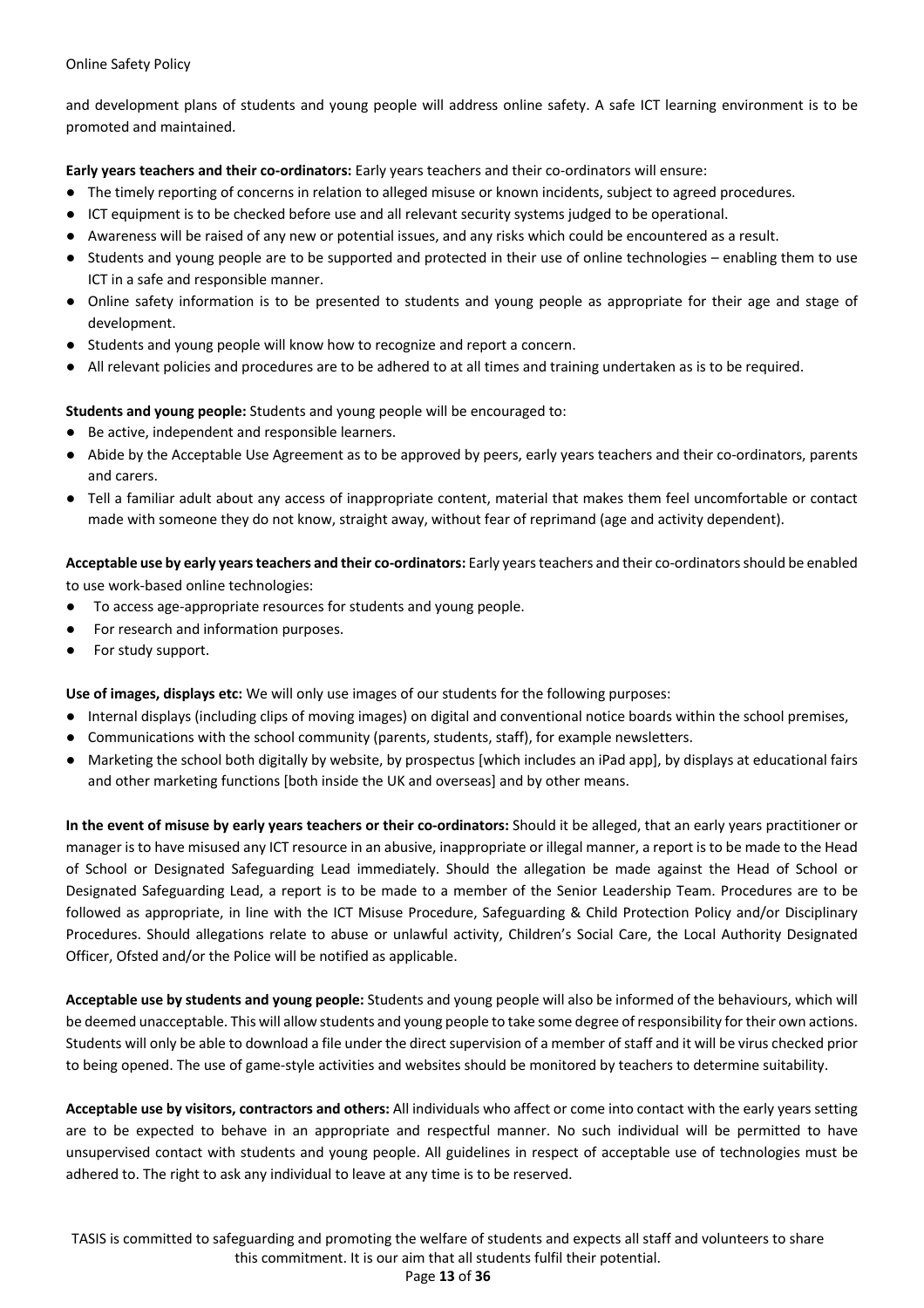and development plans of students and young people will address online safety. A safe ICT learning environment is to be promoted and maintained.

**Early years teachers and their co-ordinators:** Early years teachers and their co-ordinators will ensure:

- The timely reporting of concerns in relation to alleged misuse or known incidents, subject to agreed procedures.
- ICT equipment is to be checked before use and all relevant security systems judged to be operational.
- Awareness will be raised of any new or potential issues, and any risks which could be encountered as a result.
- Students and young people are to be supported and protected in their use of online technologies – enabling them to use ICT in a safe and responsible manner.
- Online safety information is to be presented to students and young people as appropriate for their age and stage of development.
- Students and young people will know how to recognize and report a concern.
- All relevant policies and procedures are to be adhered to at all times and training undertaken as is to be required.

**Students and young people:** Students and young people will be encouraged to:

- Be active, independent and responsible learners.
- Abide by the Acceptable Use Agreement as to be approved by peers, early years teachers and their co-ordinators, parents and carers.
- Tell a familiar adult about any access of inappropriate content, material that makes them feel uncomfortable or contact made with someone they do not know, straight away, without fear of reprimand (age and activity dependent).

**Acceptable use by early years teachers and their co-ordinators:** Early years teachers and their co-ordinators should be enabled to use work-based online technologies:

- To access age-appropriate resources for students and young people.
- For research and information purposes.
- For study support.

**Use of images, displays etc:** We will only use images of our students for the following purposes:

- Internal displays (including clips of moving images) on digital and conventional notice boards within the school premises,
- Communications with the school community (parents, students, staff), for example newsletters.
- Marketing the school both digitally by website, by prospectus [which includes an iPad app], by displays at educational fairs and other marketing functions [both inside the UK and overseas] and by other means.

**In the event of misuse by early years teachers or their co-ordinators:** Should it be alleged, that an early years practitioner or manager is to have misused any ICT resource in an abusive, inappropriate or illegal manner, a report is to be made to the Head of School or Designated Safeguarding Lead immediately. Should the allegation be made against the Head of School or Designated Safeguarding Lead, a report is to be made to a member of the Senior Leadership Team. Procedures are to be followed as appropriate, in line with the ICT Misuse Procedure, Safeguarding & Child Protection Policy and/or Disciplinary Procedures. Should allegations relate to abuse or unlawful activity, Children's Social Care, the Local Authority Designated Officer, Ofsted and/or the Police will be notified as applicable.

**Acceptable use by students and young people:** Students and young people will also be informed of the behaviours, which will be deemed unacceptable. This will allow students and young people to take some degree of responsibility for their own actions. Students will only be able to download a file under the direct supervision of a member of staff and it will be virus checked prior to being opened. The use of game-style activities and websites should be monitored by teachers to determine suitability.

**Acceptable use by visitors, contractors and others:** All individuals who affect or come into contact with the early years setting are to be expected to behave in an appropriate and respectful manner. No such individual will be permitted to have unsupervised contact with students and young people. All guidelines in respect of acceptable use of technologies must be adhered to. The right to ask any individual to leave at any time is to be reserved.

TASIS is committed to safeguarding and promoting the welfare of students and expects all staff and volunteers to share this commitment. It is our aim that all students fulfil their potential.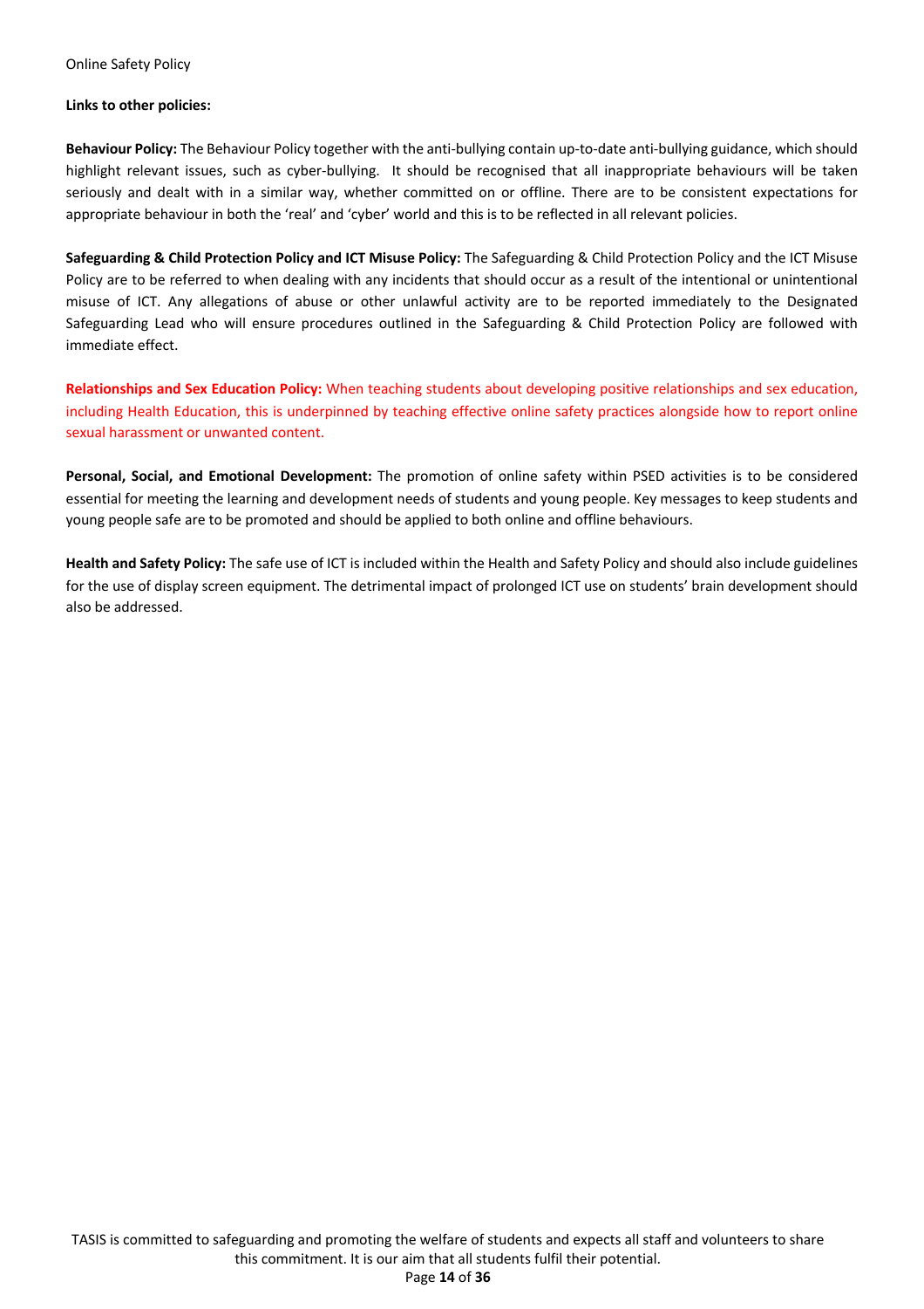**Links to other policies:**

**Behaviour Policy:** The Behaviour Policy together with the anti-bullying contain up-to-date anti-bullying guidance, which should highlight relevant issues, such as cyber-bullying. It should be recognised that all inappropriate behaviours will be taken seriously and dealt with in a similar way, whether committed on or offline. There are to be consistent expectations for appropriate behaviour in both the 'real' and 'cyber' world and this is to be reflected in all relevant policies.

**Safeguarding & Child Protection Policy and ICT Misuse Policy:** The Safeguarding & Child Protection Policy and the ICT Misuse Policy are to be referred to when dealing with any incidents that should occur as a result of the intentional or unintentional misuse of ICT. Any allegations of abuse or other unlawful activity are to be reported immediately to the Designated Safeguarding Lead who will ensure procedures outlined in the Safeguarding & Child Protection Policy are followed with immediate effect.

**Relationships and Sex Education Policy:** When teaching students about developing positive relationships and sex education, including Health Education, this is underpinned by teaching effective online safety practices alongside how to report online sexual harassment or unwanted content.

**Personal, Social, and Emotional Development:** The promotion of online safety within PSED activities is to be considered essential for meeting the learning and development needs of students and young people. Key messages to keep students and young people safe are to be promoted and should be applied to both online and offline behaviours.

**Health and Safety Policy:** The safe use of ICT is included within the Health and Safety Policy and should also include guidelines for the use of display screen equipment. The detrimental impact of prolonged ICT use on students' brain development should also be addressed.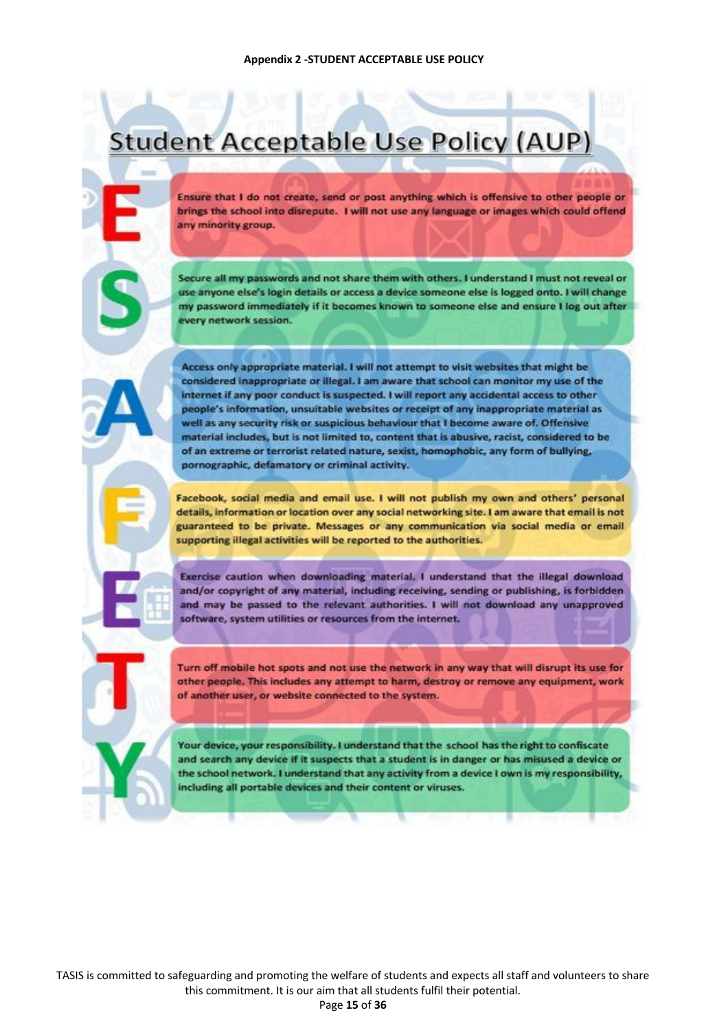**Appendix 2 -STUDENT ACCEPTABLE USE POLICY**

# Student Acceptable Use Policy (AUP)

**E** — Ensure that I do not create, send or post anything which is offensive to other people or brings the school into disrepute. I will not use any language or images which could offend any minority group.

**S** — Secure all my passwords and not share them with others. I understand I must not reveal or use anyone else's login details or access a device someone else is logged onto. I will change my password immediately if it becomes known to someone else and ensure I log out after every network session.

**A** — Access only appropriate material. I will not attempt to visit websites that might be considered inappropriate or illegal. I am aware that school can monitor my use of the internet if any poor conduct is suspected. I will report any accidental access to other people's information, unsuitable websites or receipt of any inappropriate material as well as any security risk or suspicious behaviour that I become aware of. Offensive material includes, but is not limited to, content that is abusive, racist, considered to be of an extreme or terrorist related nature, sexist, homophobic, any form of bullying, pornographic, defamatory or criminal activity.

**F** — Facebook, social media and email use. I will not publish my own and others' personal details, information or location over any social networking site. I am aware that email is not guaranteed to be private. Messages or any communication via social media or email supporting illegal activities will be reported to the authorities.

**E** — Exercise caution when downloading material. I understand that the illegal download and/or copyright of any material, including receiving, sending or publishing, is forbidden and may be passed to the relevant authorities. I will not download any unapproved software, system utilities or resources from the internet.

**T** — Turn off mobile hot spots and not use the network in any way that will disrupt its use for other people. This includes any attempt to harm, destroy or remove any equipment, work of another user, or website connected to the system.

**Y** — Your device, your responsibility. I understand that the school has the right to confiscate and search any device if it suspects that a student is in danger or has misused a device or the school network. I understand that any activity from a device I own is my responsibility, including all portable devices and their content or viruses.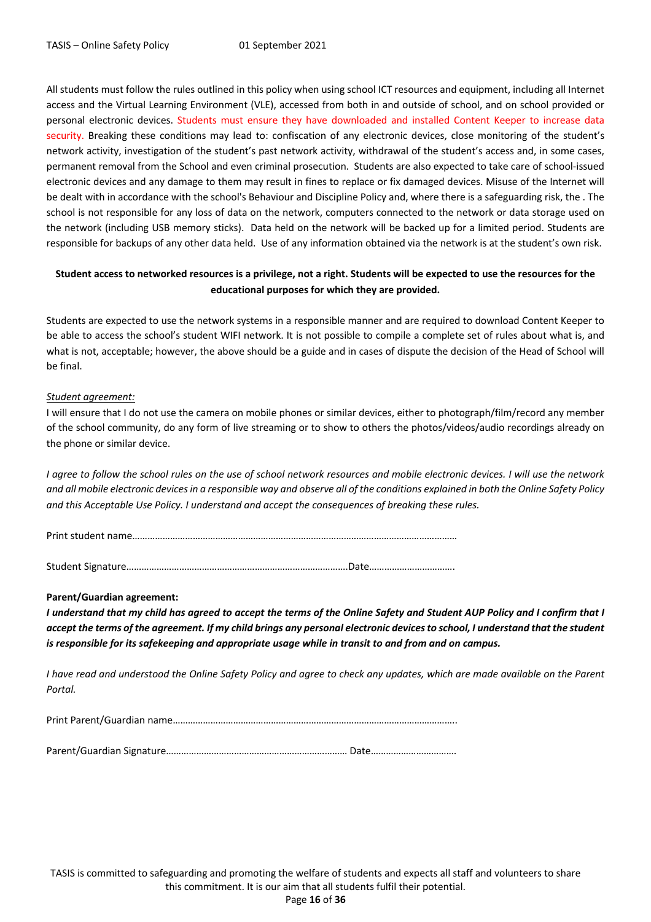All students must follow the rules outlined in this policy when using school ICT resources and equipment, including all Internet access and the Virtual Learning Environment (VLE), accessed from both in and outside of school, and on school provided or personal electronic devices. Students must ensure they have downloaded and installed Content Keeper to increase data security. Breaking these conditions may lead to: confiscation of any electronic devices, close monitoring of the student's network activity, investigation of the student's past network activity, withdrawal of the student's access and, in some cases, permanent removal from the School and even criminal prosecution. Students are also expected to take care of school-issued electronic devices and any damage to them may result in fines to replace or fix damaged devices. Misuse of the Internet will be dealt with in accordance with the school's Behaviour and Discipline Policy and, where there is a safeguarding risk, the . The school is not responsible for any loss of data on the network, computers connected to the network or data storage used on the network (including USB memory sticks). Data held on the network will be backed up for a limited period. Students are responsible for backups of any other data held. Use of any information obtained via the network is at the student's own risk.

**Student access to networked resources is a privilege, not a right. Students will be expected to use the resources for the educational purposes for which they are provided.**

Students are expected to use the network systems in a responsible manner and are required to download Content Keeper to be able to access the school's student WIFI network. It is not possible to compile a complete set of rules about what is, and what is not, acceptable; however, the above should be a guide and in cases of dispute the decision of the Head of School will be final.

*Student agreement:*

I will ensure that I do not use the camera on mobile phones or similar devices, either to photograph/film/record any member of the school community, do any form of live streaming or to show to others the photos/videos/audio recordings already on the phone or similar device.

*I agree to follow the school rules on the use of school network resources and mobile electronic devices. I will use the network and all mobile electronic devices in a responsible way and observe all of the conditions explained in both the Online Safety Policy and this Acceptable Use Policy. I understand and accept the consequences of breaking these rules.*

Print student name……………………………………………………………………………………………………………

Student Signature…………………………………………………………………………….Date…………………………….

**Parent/Guardian agreement:**

***I understand that my child has agreed to accept the terms of the Online Safety and Student AUP Policy and I confirm that I accept the terms of the agreement. If my child brings any personal electronic devices to school, I understand that the student is responsible for its safekeeping and appropriate usage while in transit to and from and on campus.***

*I have read and understood the Online Safety Policy and agree to check any updates, which are made available on the Parent Portal.*

Print Parent/Guardian name…………………………………………………………………………………………………..

Parent/Guardian Signature……………………………………………………………… Date……………………………

TASIS is committed to safeguarding and promoting the welfare of students and expects all staff and volunteers to share this commitment. It is our aim that all students fulfil their potential.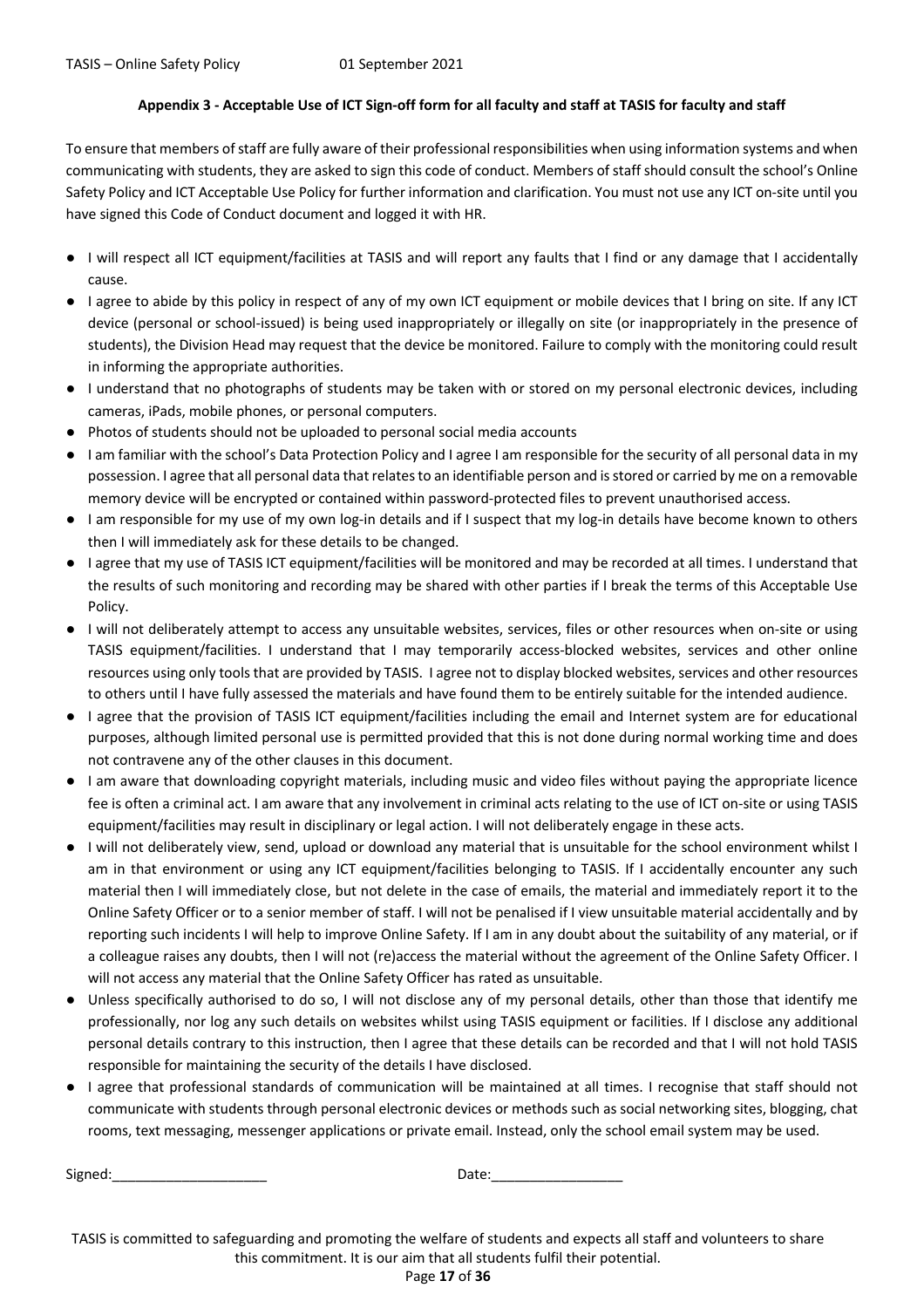### Appendix 3 - Acceptable Use of ICT Sign-off form for all faculty and staff at TASIS for faculty and staff

To ensure that members of staff are fully aware of their professional responsibilities when using information systems and when communicating with students, they are asked to sign this code of conduct. Members of staff should consult the school's Online Safety Policy and ICT Acceptable Use Policy for further information and clarification. You must not use any ICT on-site until you have signed this Code of Conduct document and logged it with HR.

- I will respect all ICT equipment/facilities at TASIS and will report any faults that I find or any damage that I accidentally cause.
- I agree to abide by this policy in respect of any of my own ICT equipment or mobile devices that I bring on site. If any ICT device (personal or school-issued) is being used inappropriately or illegally on site (or inappropriately in the presence of students), the Division Head may request that the device be monitored. Failure to comply with the monitoring could result in informing the appropriate authorities.
- I understand that no photographs of students may be taken with or stored on my personal electronic devices, including cameras, iPads, mobile phones, or personal computers.
- Photos of students should not be uploaded to personal social media accounts
- I am familiar with the school's Data Protection Policy and I agree I am responsible for the security of all personal data in my possession. I agree that all personal data that relates to an identifiable person and is stored or carried by me on a removable memory device will be encrypted or contained within password-protected files to prevent unauthorised access.
- I am responsible for my use of my own log-in details and if I suspect that my log-in details have become known to others then I will immediately ask for these details to be changed.
- I agree that my use of TASIS ICT equipment/facilities will be monitored and may be recorded at all times. I understand that the results of such monitoring and recording may be shared with other parties if I break the terms of this Acceptable Use Policy.
- I will not deliberately attempt to access any unsuitable websites, services, files or other resources when on-site or using TASIS equipment/facilities. I understand that I may temporarily access-blocked websites, services and other online resources using only tools that are provided by TASIS. I agree not to display blocked websites, services and other resources to others until I have fully assessed the materials and have found them to be entirely suitable for the intended audience.
- I agree that the provision of TASIS ICT equipment/facilities including the email and Internet system are for educational purposes, although limited personal use is permitted provided that this is not done during normal working time and does not contravene any of the other clauses in this document.
- I am aware that downloading copyright materials, including music and video files without paying the appropriate licence fee is often a criminal act. I am aware that any involvement in criminal acts relating to the use of ICT on-site or using TASIS equipment/facilities may result in disciplinary or legal action. I will not deliberately engage in these acts.
- I will not deliberately view, send, upload or download any material that is unsuitable for the school environment whilst I am in that environment or using any ICT equipment/facilities belonging to TASIS. If I accidentally encounter any such material then I will immediately close, but not delete in the case of emails, the material and immediately report it to the Online Safety Officer or to a senior member of staff. I will not be penalised if I view unsuitable material accidentally and by reporting such incidents I will help to improve Online Safety. If I am in any doubt about the suitability of any material, or if a colleague raises any doubts, then I will not (re)access the material without the agreement of the Online Safety Officer. I will not access any material that the Online Safety Officer has rated as unsuitable.
- Unless specifically authorised to do so, I will not disclose any of my personal details, other than those that identify me professionally, nor log any such details on websites whilst using TASIS equipment or facilities. If I disclose any additional personal details contrary to this instruction, then I agree that these details can be recorded and that I will not hold TASIS responsible for maintaining the security of the details I have disclosed.
- I agree that professional standards of communication will be maintained at all times. I recognise that staff should not communicate with students through personal electronic devices or methods such as social networking sites, blogging, chat rooms, text messaging, messenger applications or private email. Instead, only the school email system may be used.

Signed:____________________ Date:_________________

TASIS is committed to safeguarding and promoting the welfare of students and expects all staff and volunteers to share this commitment. It is our aim that all students fulfil their potential.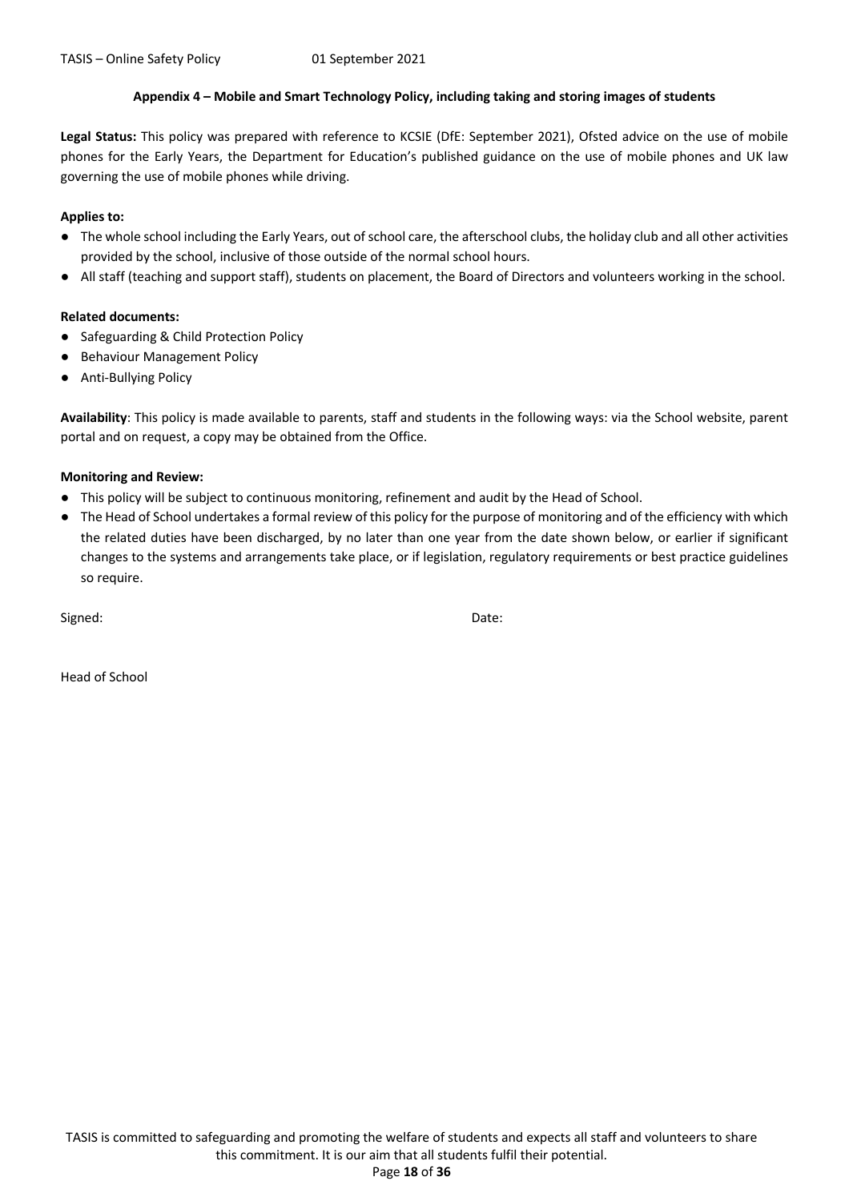## Appendix 4 – Mobile and Smart Technology Policy, including taking and storing images of students

**Legal Status:** This policy was prepared with reference to KCSIE (DfE: September 2021), Ofsted advice on the use of mobile phones for the Early Years, the Department for Education's published guidance on the use of mobile phones and UK law governing the use of mobile phones while driving.

**Applies to:**

- The whole school including the Early Years, out of school care, the afterschool clubs, the holiday club and all other activities provided by the school, inclusive of those outside of the normal school hours.
- All staff (teaching and support staff), students on placement, the Board of Directors and volunteers working in the school.

**Related documents:**

- Safeguarding & Child Protection Policy
- Behaviour Management Policy
- Anti-Bullying Policy

**Availability**: This policy is made available to parents, staff and students in the following ways: via the School website, parent portal and on request, a copy may be obtained from the Office.

**Monitoring and Review:**

- This policy will be subject to continuous monitoring, refinement and audit by the Head of School.
- The Head of School undertakes a formal review of this policy for the purpose of monitoring and of the efficiency with which the related duties have been discharged, by no later than one year from the date shown below, or earlier if significant changes to the systems and arrangements take place, or if legislation, regulatory requirements or best practice guidelines so require.

Signed: Date:

Head of School

TASIS is committed to safeguarding and promoting the welfare of students and expects all staff and volunteers to share this commitment. It is our aim that all students fulfil their potential.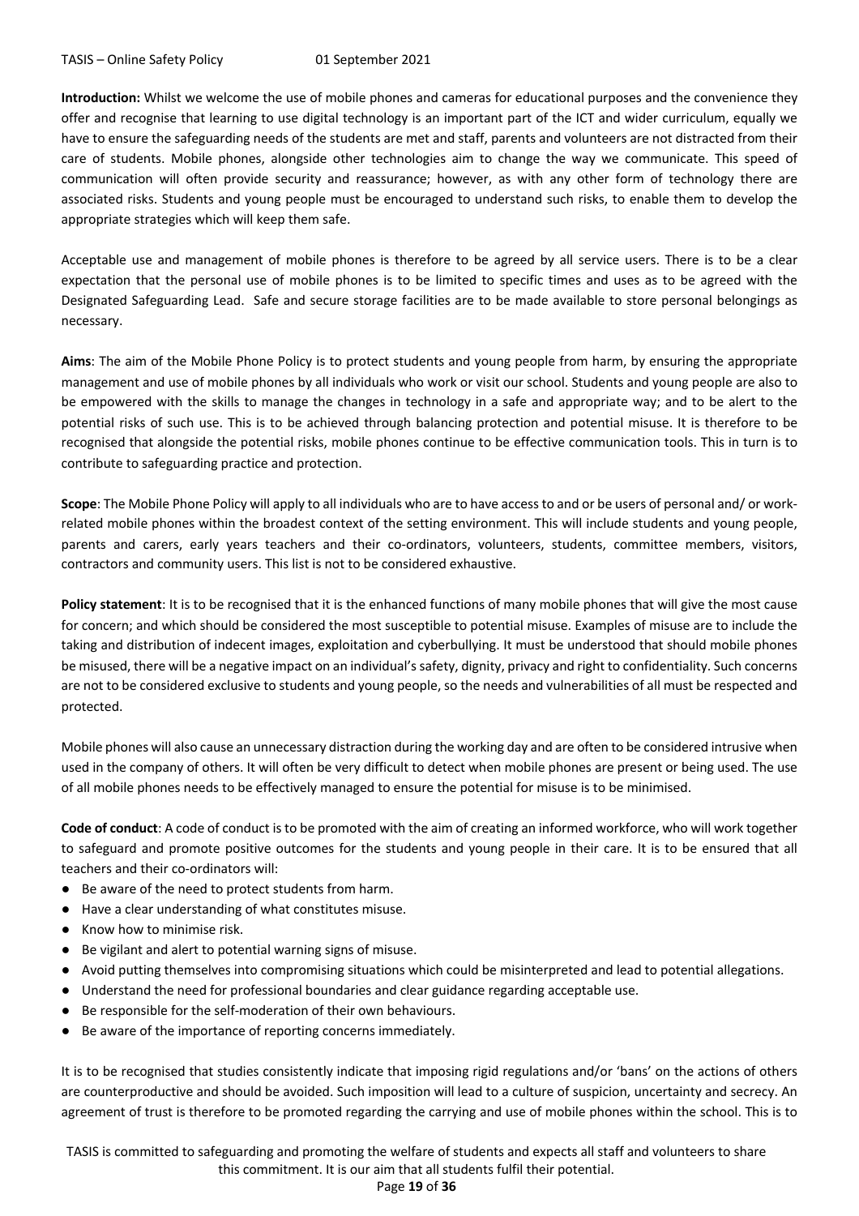**Introduction:** Whilst we welcome the use of mobile phones and cameras for educational purposes and the convenience they offer and recognise that learning to use digital technology is an important part of the ICT and wider curriculum, equally we have to ensure the safeguarding needs of the students are met and staff, parents and volunteers are not distracted from their care of students. Mobile phones, alongside other technologies aim to change the way we communicate. This speed of communication will often provide security and reassurance; however, as with any other form of technology there are associated risks. Students and young people must be encouraged to understand such risks, to enable them to develop the appropriate strategies which will keep them safe.

Acceptable use and management of mobile phones is therefore to be agreed by all service users. There is to be a clear expectation that the personal use of mobile phones is to be limited to specific times and uses as to be agreed with the Designated Safeguarding Lead. Safe and secure storage facilities are to be made available to store personal belongings as necessary.

**Aims**: The aim of the Mobile Phone Policy is to protect students and young people from harm, by ensuring the appropriate management and use of mobile phones by all individuals who work or visit our school. Students and young people are also to be empowered with the skills to manage the changes in technology in a safe and appropriate way; and to be alert to the potential risks of such use. This is to be achieved through balancing protection and potential misuse. It is therefore to be recognised that alongside the potential risks, mobile phones continue to be effective communication tools. This in turn is to contribute to safeguarding practice and protection.

**Scope**: The Mobile Phone Policy will apply to all individuals who are to have access to and or be users of personal and/ or work-related mobile phones within the broadest context of the setting environment. This will include students and young people, parents and carers, early years teachers and their co-ordinators, volunteers, students, committee members, visitors, contractors and community users. This list is not to be considered exhaustive.

**Policy statement**: It is to be recognised that it is the enhanced functions of many mobile phones that will give the most cause for concern; and which should be considered the most susceptible to potential misuse. Examples of misuse are to include the taking and distribution of indecent images, exploitation and cyberbullying. It must be understood that should mobile phones be misused, there will be a negative impact on an individual's safety, dignity, privacy and right to confidentiality. Such concerns are not to be considered exclusive to students and young people, so the needs and vulnerabilities of all must be respected and protected.

Mobile phones will also cause an unnecessary distraction during the working day and are often to be considered intrusive when used in the company of others. It will often be very difficult to detect when mobile phones are present or being used. The use of all mobile phones needs to be effectively managed to ensure the potential for misuse is to be minimised.

**Code of conduct**: A code of conduct is to be promoted with the aim of creating an informed workforce, who will work together to safeguard and promote positive outcomes for the students and young people in their care. It is to be ensured that all teachers and their co-ordinators will:

- Be aware of the need to protect students from harm.
- Have a clear understanding of what constitutes misuse.
- Know how to minimise risk.
- Be vigilant and alert to potential warning signs of misuse.
- Avoid putting themselves into compromising situations which could be misinterpreted and lead to potential allegations.
- Understand the need for professional boundaries and clear guidance regarding acceptable use.
- Be responsible for the self-moderation of their own behaviours.
- Be aware of the importance of reporting concerns immediately.

It is to be recognised that studies consistently indicate that imposing rigid regulations and/or 'bans' on the actions of others are counterproductive and should be avoided. Such imposition will lead to a culture of suspicion, uncertainty and secrecy. An agreement of trust is therefore to be promoted regarding the carrying and use of mobile phones within the school. This is to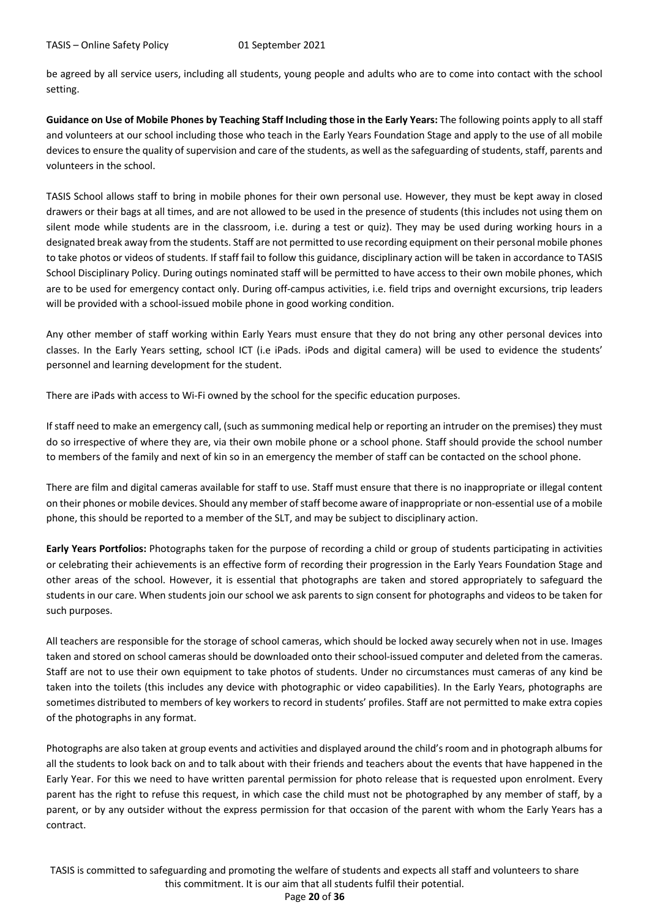be agreed by all service users, including all students, young people and adults who are to come into contact with the school setting.

**Guidance on Use of Mobile Phones by Teaching Staff Including those in the Early Years:** The following points apply to all staff and volunteers at our school including those who teach in the Early Years Foundation Stage and apply to the use of all mobile devices to ensure the quality of supervision and care of the students, as well as the safeguarding of students, staff, parents and volunteers in the school.

TASIS School allows staff to bring in mobile phones for their own personal use. However, they must be kept away in closed drawers or their bags at all times, and are not allowed to be used in the presence of students (this includes not using them on silent mode while students are in the classroom, i.e. during a test or quiz). They may be used during working hours in a designated break away from the students. Staff are not permitted to use recording equipment on their personal mobile phones to take photos or videos of students. If staff fail to follow this guidance, disciplinary action will be taken in accordance to TASIS School Disciplinary Policy. During outings nominated staff will be permitted to have access to their own mobile phones, which are to be used for emergency contact only. During off-campus activities, i.e. field trips and overnight excursions, trip leaders will be provided with a school-issued mobile phone in good working condition.

Any other member of staff working within Early Years must ensure that they do not bring any other personal devices into classes. In the Early Years setting, school ICT (i.e iPads. iPods and digital camera) will be used to evidence the students' personnel and learning development for the student.

There are iPads with access to Wi-Fi owned by the school for the specific education purposes.

If staff need to make an emergency call, (such as summoning medical help or reporting an intruder on the premises) they must do so irrespective of where they are, via their own mobile phone or a school phone. Staff should provide the school number to members of the family and next of kin so in an emergency the member of staff can be contacted on the school phone.

There are film and digital cameras available for staff to use. Staff must ensure that there is no inappropriate or illegal content on their phones or mobile devices. Should any member of staff become aware of inappropriate or non-essential use of a mobile phone, this should be reported to a member of the SLT, and may be subject to disciplinary action.

**Early Years Portfolios:** Photographs taken for the purpose of recording a child or group of students participating in activities or celebrating their achievements is an effective form of recording their progression in the Early Years Foundation Stage and other areas of the school. However, it is essential that photographs are taken and stored appropriately to safeguard the students in our care. When students join our school we ask parents to sign consent for photographs and videos to be taken for such purposes.

All teachers are responsible for the storage of school cameras, which should be locked away securely when not in use. Images taken and stored on school cameras should be downloaded onto their school-issued computer and deleted from the cameras. Staff are not to use their own equipment to take photos of students. Under no circumstances must cameras of any kind be taken into the toilets (this includes any device with photographic or video capabilities). In the Early Years, photographs are sometimes distributed to members of key workers to record in students' profiles. Staff are not permitted to make extra copies of the photographs in any format.

Photographs are also taken at group events and activities and displayed around the child's room and in photograph albums for all the students to look back on and to talk about with their friends and teachers about the events that have happened in the Early Year. For this we need to have written parental permission for photo release that is requested upon enrolment. Every parent has the right to refuse this request, in which case the child must not be photographed by any member of staff, by a parent, or by any outsider without the express permission for that occasion of the parent with whom the Early Years has a contract.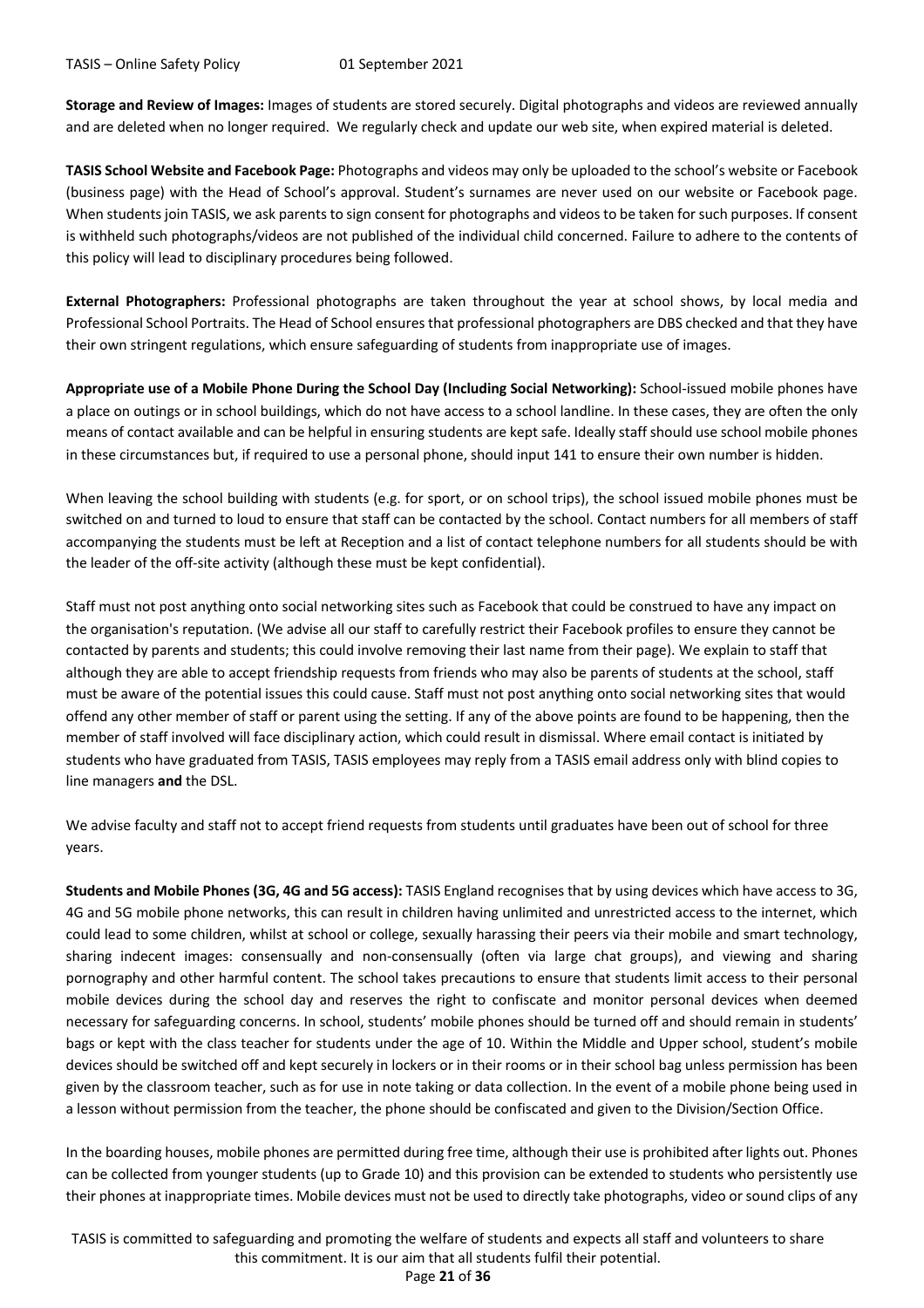**Storage and Review of Images:** Images of students are stored securely. Digital photographs and videos are reviewed annually and are deleted when no longer required. We regularly check and update our web site, when expired material is deleted.

**TASIS School Website and Facebook Page:** Photographs and videos may only be uploaded to the school's website or Facebook (business page) with the Head of School's approval. Student's surnames are never used on our website or Facebook page. When students join TASIS, we ask parents to sign consent for photographs and videos to be taken for such purposes. If consent is withheld such photographs/videos are not published of the individual child concerned. Failure to adhere to the contents of this policy will lead to disciplinary procedures being followed.

**External Photographers:** Professional photographs are taken throughout the year at school shows, by local media and Professional School Portraits. The Head of School ensures that professional photographers are DBS checked and that they have their own stringent regulations, which ensure safeguarding of students from inappropriate use of images.

**Appropriate use of a Mobile Phone During the School Day (Including Social Networking):** School-issued mobile phones have a place on outings or in school buildings, which do not have access to a school landline. In these cases, they are often the only means of contact available and can be helpful in ensuring students are kept safe. Ideally staff should use school mobile phones in these circumstances but, if required to use a personal phone, should input 141 to ensure their own number is hidden.

When leaving the school building with students (e.g. for sport, or on school trips), the school issued mobile phones must be switched on and turned to loud to ensure that staff can be contacted by the school. Contact numbers for all members of staff accompanying the students must be left at Reception and a list of contact telephone numbers for all students should be with the leader of the off-site activity (although these must be kept confidential).

Staff must not post anything onto social networking sites such as Facebook that could be construed to have any impact on the organisation's reputation. (We advise all our staff to carefully restrict their Facebook profiles to ensure they cannot be contacted by parents and students; this could involve removing their last name from their page). We explain to staff that although they are able to accept friendship requests from friends who may also be parents of students at the school, staff must be aware of the potential issues this could cause. Staff must not post anything onto social networking sites that would offend any other member of staff or parent using the setting. If any of the above points are found to be happening, then the member of staff involved will face disciplinary action, which could result in dismissal. Where email contact is initiated by students who have graduated from TASIS, TASIS employees may reply from a TASIS email address only with blind copies to line managers **and** the DSL.

We advise faculty and staff not to accept friend requests from students until graduates have been out of school for three years.

**Students and Mobile Phones (3G, 4G and 5G access):** TASIS England recognises that by using devices which have access to 3G, 4G and 5G mobile phone networks, this can result in children having unlimited and unrestricted access to the internet, which could lead to some children, whilst at school or college, sexually harassing their peers via their mobile and smart technology, sharing indecent images: consensually and non-consensually (often via large chat groups), and viewing and sharing pornography and other harmful content. The school takes precautions to ensure that students limit access to their personal mobile devices during the school day and reserves the right to confiscate and monitor personal devices when deemed necessary for safeguarding concerns. In school, students' mobile phones should be turned off and should remain in students' bags or kept with the class teacher for students under the age of 10. Within the Middle and Upper school, student's mobile devices should be switched off and kept securely in lockers or in their rooms or in their school bag unless permission has been given by the classroom teacher, such as for use in note taking or data collection. In the event of a mobile phone being used in a lesson without permission from the teacher, the phone should be confiscated and given to the Division/Section Office.

In the boarding houses, mobile phones are permitted during free time, although their use is prohibited after lights out. Phones can be collected from younger students (up to Grade 10) and this provision can be extended to students who persistently use their phones at inappropriate times. Mobile devices must not be used to directly take photographs, video or sound clips of any

TASIS is committed to safeguarding and promoting the welfare of students and expects all staff and volunteers to share this commitment. It is our aim that all students fulfil their potential.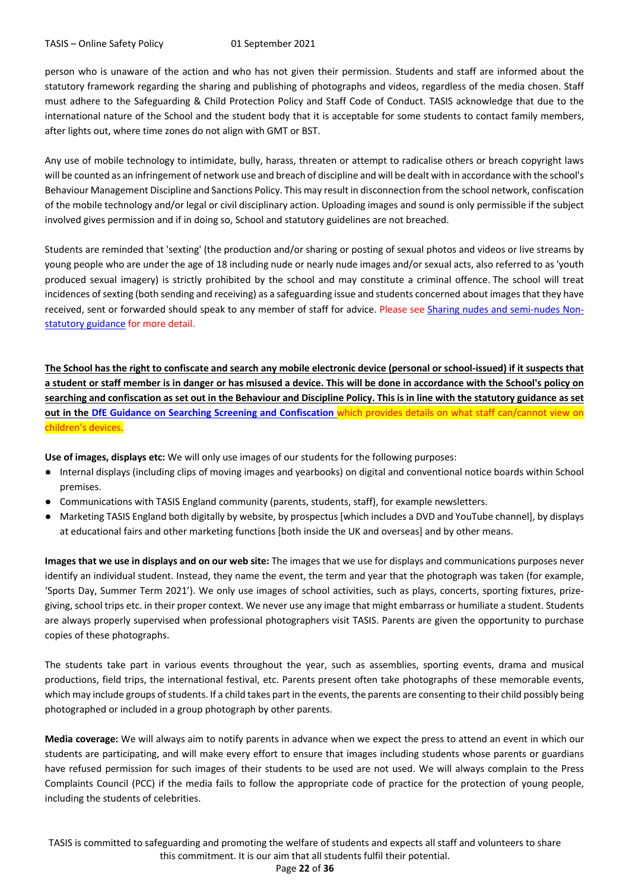person who is unaware of the action and who has not given their permission. Students and staff are informed about the statutory framework regarding the sharing and publishing of photographs and videos, regardless of the media chosen. Staff must adhere to the Safeguarding & Child Protection Policy and Staff Code of Conduct. TASIS acknowledge that due to the international nature of the School and the student body that it is acceptable for some students to contact family members, after lights out, where time zones do not align with GMT or BST.

Any use of mobile technology to intimidate, bully, harass, threaten or attempt to radicalise others or breach copyright laws will be counted as an infringement of network use and breach of discipline and will be dealt with in accordance with the school's Behaviour Management Discipline and Sanctions Policy. This may result in disconnection from the school network, confiscation of the mobile technology and/or legal or civil disciplinary action. Uploading images and sound is only permissible if the subject involved gives permission and if in doing so, School and statutory guidelines are not breached.

Students are reminded that 'sexting' (the production and/or sharing or posting of sexual photos and videos or live streams by young people who are under the age of 18 including nude or nearly nude images and/or sexual acts, also referred to as 'youth produced sexual imagery) is strictly prohibited by the school and may constitute a criminal offence. The school will treat incidences of sexting (both sending and receiving) as a safeguarding issue and students concerned about images that they have received, sent or forwarded should speak to any member of staff for advice. Please see Sharing nudes and semi-nudes Non-statutory guidance for more detail.

**The School has the right to confiscate and search any mobile electronic device (personal or school-issued) if it suspects that a student or staff member is in danger or has misused a device. This will be done in accordance with the School's policy on searching and confiscation as set out in the Behaviour and Discipline Policy. This is in line with the statutory guidance as set out in the DfE Guidance on Searching Screening and Confiscation** which provides details on what staff can/cannot view on children's devices.

**Use of images, displays etc:** We will only use images of our students for the following purposes:

- Internal displays (including clips of moving images and yearbooks) on digital and conventional notice boards within School premises.
- Communications with TASIS England community (parents, students, staff), for example newsletters.
- Marketing TASIS England both digitally by website, by prospectus [which includes a DVD and YouTube channel], by displays at educational fairs and other marketing functions [both inside the UK and overseas] and by other means.

**Images that we use in displays and on our web site:** The images that we use for displays and communications purposes never identify an individual student. Instead, they name the event, the term and year that the photograph was taken (for example, 'Sports Day, Summer Term 2021'). We only use images of school activities, such as plays, concerts, sporting fixtures, prize-giving, school trips etc. in their proper context. We never use any image that might embarrass or humiliate a student. Students are always properly supervised when professional photographers visit TASIS. Parents are given the opportunity to purchase copies of these photographs.

The students take part in various events throughout the year, such as assemblies, sporting events, drama and musical productions, field trips, the international festival, etc. Parents present often take photographs of these memorable events, which may include groups of students. If a child takes part in the events, the parents are consenting to their child possibly being photographed or included in a group photograph by other parents.

**Media coverage:** We will always aim to notify parents in advance when we expect the press to attend an event in which our students are participating, and will make every effort to ensure that images including students whose parents or guardians have refused permission for such images of their students to be used are not used. We will always complain to the Press Complaints Council (PCC) if the media fails to follow the appropriate code of practice for the protection of young people, including the students of celebrities.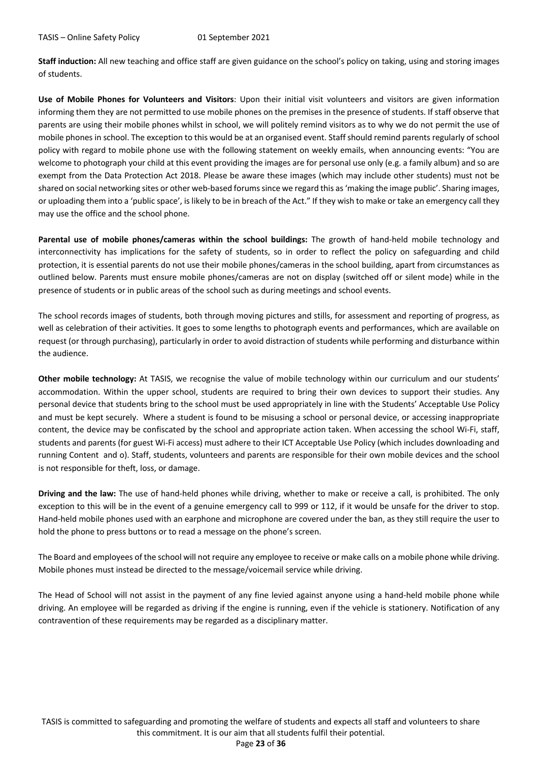**Staff induction:** All new teaching and office staff are given guidance on the school's policy on taking, using and storing images of students.

**Use of Mobile Phones for Volunteers and Visitors**: Upon their initial visit volunteers and visitors are given information informing them they are not permitted to use mobile phones on the premises in the presence of students. If staff observe that parents are using their mobile phones whilst in school, we will politely remind visitors as to why we do not permit the use of mobile phones in school. The exception to this would be at an organised event. Staff should remind parents regularly of school policy with regard to mobile phone use with the following statement on weekly emails, when announcing events: "You are welcome to photograph your child at this event providing the images are for personal use only (e.g. a family album) and so are exempt from the Data Protection Act 2018. Please be aware these images (which may include other students) must not be shared on social networking sites or other web-based forums since we regard this as 'making the image public'. Sharing images, or uploading them into a 'public space', is likely to be in breach of the Act." If they wish to make or take an emergency call they may use the office and the school phone.

**Parental use of mobile phones/cameras within the school buildings:** The growth of hand-held mobile technology and interconnectivity has implications for the safety of students, so in order to reflect the policy on safeguarding and child protection, it is essential parents do not use their mobile phones/cameras in the school building, apart from circumstances as outlined below. Parents must ensure mobile phones/cameras are not on display (switched off or silent mode) while in the presence of students or in public areas of the school such as during meetings and school events.

The school records images of students, both through moving pictures and stills, for assessment and reporting of progress, as well as celebration of their activities. It goes to some lengths to photograph events and performances, which are available on request (or through purchasing), particularly in order to avoid distraction of students while performing and disturbance within the audience.

**Other mobile technology:** At TASIS, we recognise the value of mobile technology within our curriculum and our students' accommodation. Within the upper school, students are required to bring their own devices to support their studies. Any personal device that students bring to the school must be used appropriately in line with the Students' Acceptable Use Policy and must be kept securely. Where a student is found to be misusing a school or personal device, or accessing inappropriate content, the device may be confiscated by the school and appropriate action taken. When accessing the school Wi-Fi, staff, students and parents (for guest Wi-Fi access) must adhere to their ICT Acceptable Use Policy (which includes downloading and running Content and o). Staff, students, volunteers and parents are responsible for their own mobile devices and the school is not responsible for theft, loss, or damage.

**Driving and the law:** The use of hand-held phones while driving, whether to make or receive a call, is prohibited. The only exception to this will be in the event of a genuine emergency call to 999 or 112, if it would be unsafe for the driver to stop. Hand-held mobile phones used with an earphone and microphone are covered under the ban, as they still require the user to hold the phone to press buttons or to read a message on the phone's screen.

The Board and employees of the school will not require any employee to receive or make calls on a mobile phone while driving. Mobile phones must instead be directed to the message/voicemail service while driving.

The Head of School will not assist in the payment of any fine levied against anyone using a hand-held mobile phone while driving. An employee will be regarded as driving if the engine is running, even if the vehicle is stationery. Notification of any contravention of these requirements may be regarded as a disciplinary matter.

TASIS is committed to safeguarding and promoting the welfare of students and expects all staff and volunteers to share this commitment. It is our aim that all students fulfil their potential.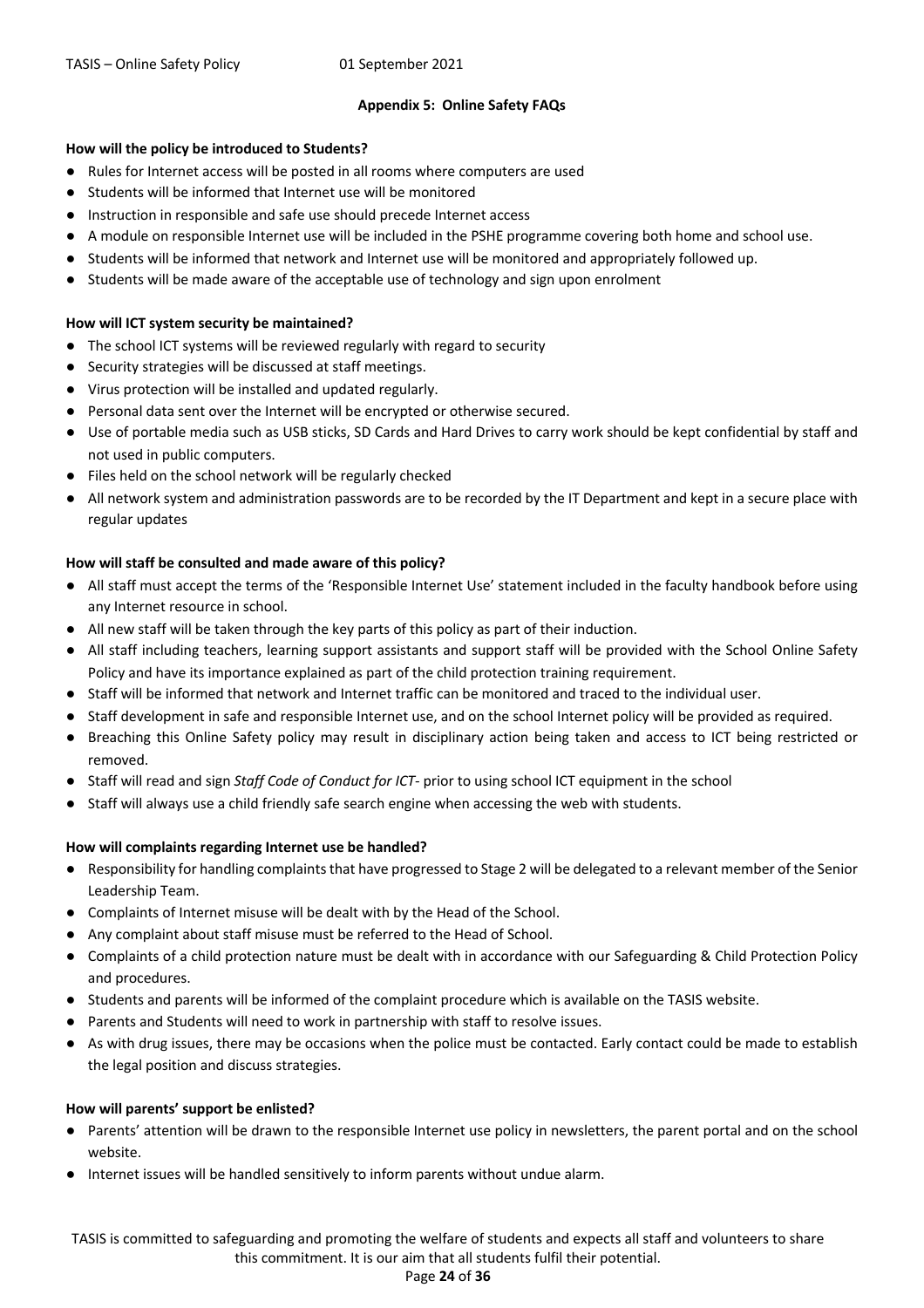## Appendix 5: Online Safety FAQs

**How will the policy be introduced to Students?**

- Rules for Internet access will be posted in all rooms where computers are used
- Students will be informed that Internet use will be monitored
- Instruction in responsible and safe use should precede Internet access
- A module on responsible Internet use will be included in the PSHE programme covering both home and school use.
- Students will be informed that network and Internet use will be monitored and appropriately followed up.
- Students will be made aware of the acceptable use of technology and sign upon enrolment

**How will ICT system security be maintained?**

- The school ICT systems will be reviewed regularly with regard to security
- Security strategies will be discussed at staff meetings.
- Virus protection will be installed and updated regularly.
- Personal data sent over the Internet will be encrypted or otherwise secured.
- Use of portable media such as USB sticks, SD Cards and Hard Drives to carry work should be kept confidential by staff and not used in public computers.
- Files held on the school network will be regularly checked
- All network system and administration passwords are to be recorded by the IT Department and kept in a secure place with regular updates

**How will staff be consulted and made aware of this policy?**

- All staff must accept the terms of the 'Responsible Internet Use' statement included in the faculty handbook before using any Internet resource in school.
- All new staff will be taken through the key parts of this policy as part of their induction.
- All staff including teachers, learning support assistants and support staff will be provided with the School Online Safety Policy and have its importance explained as part of the child protection training requirement.
- Staff will be informed that network and Internet traffic can be monitored and traced to the individual user.
- Staff development in safe and responsible Internet use, and on the school Internet policy will be provided as required.
- Breaching this Online Safety policy may result in disciplinary action being taken and access to ICT being restricted or removed.
- Staff will read and sign *Staff Code of Conduct for ICT*- prior to using school ICT equipment in the school
- Staff will always use a child friendly safe search engine when accessing the web with students.

**How will complaints regarding Internet use be handled?**

- Responsibility for handling complaints that have progressed to Stage 2 will be delegated to a relevant member of the Senior Leadership Team.
- Complaints of Internet misuse will be dealt with by the Head of the School.
- Any complaint about staff misuse must be referred to the Head of School.
- Complaints of a child protection nature must be dealt with in accordance with our Safeguarding & Child Protection Policy and procedures.
- Students and parents will be informed of the complaint procedure which is available on the TASIS website.
- Parents and Students will need to work in partnership with staff to resolve issues.
- As with drug issues, there may be occasions when the police must be contacted. Early contact could be made to establish the legal position and discuss strategies.

**How will parents' support be enlisted?**

- Parents' attention will be drawn to the responsible Internet use policy in newsletters, the parent portal and on the school website.
- Internet issues will be handled sensitively to inform parents without undue alarm.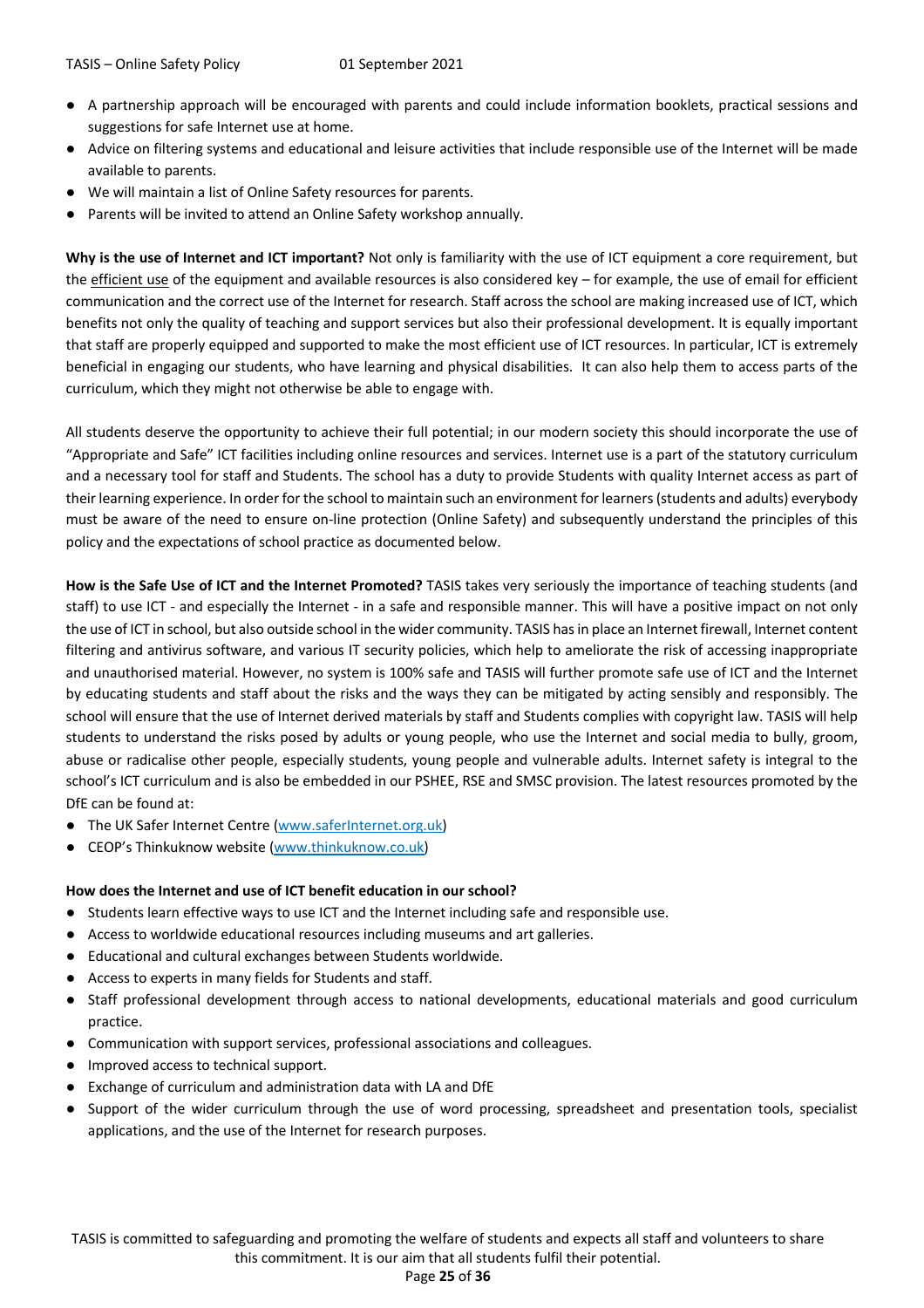- A partnership approach will be encouraged with parents and could include information booklets, practical sessions and suggestions for safe Internet use at home.
- Advice on filtering systems and educational and leisure activities that include responsible use of the Internet will be made available to parents.
- We will maintain a list of Online Safety resources for parents.
- Parents will be invited to attend an Online Safety workshop annually.

**Why is the use of Internet and ICT important?** Not only is familiarity with the use of ICT equipment a core requirement, but the efficient use of the equipment and available resources is also considered key – for example, the use of email for efficient communication and the correct use of the Internet for research. Staff across the school are making increased use of ICT, which benefits not only the quality of teaching and support services but also their professional development. It is equally important that staff are properly equipped and supported to make the most efficient use of ICT resources. In particular, ICT is extremely beneficial in engaging our students, who have learning and physical disabilities. It can also help them to access parts of the curriculum, which they might not otherwise be able to engage with.

All students deserve the opportunity to achieve their full potential; in our modern society this should incorporate the use of "Appropriate and Safe" ICT facilities including online resources and services. Internet use is a part of the statutory curriculum and a necessary tool for staff and Students. The school has a duty to provide Students with quality Internet access as part of their learning experience. In order for the school to maintain such an environment for learners (students and adults) everybody must be aware of the need to ensure on-line protection (Online Safety) and subsequently understand the principles of this policy and the expectations of school practice as documented below.

**How is the Safe Use of ICT and the Internet Promoted?** TASIS takes very seriously the importance of teaching students (and staff) to use ICT - and especially the Internet - in a safe and responsible manner. This will have a positive impact on not only the use of ICT in school, but also outside school in the wider community. TASIS has in place an Internet firewall, Internet content filtering and antivirus software, and various IT security policies, which help to ameliorate the risk of accessing inappropriate and unauthorised material. However, no system is 100% safe and TASIS will further promote safe use of ICT and the Internet by educating students and staff about the risks and the ways they can be mitigated by acting sensibly and responsibly. The school will ensure that the use of Internet derived materials by staff and Students complies with copyright law. TASIS will help students to understand the risks posed by adults or young people, who use the Internet and social media to bully, groom, abuse or radicalise other people, especially students, young people and vulnerable adults. Internet safety is integral to the school's ICT curriculum and is also be embedded in our PSHEE, RSE and SMSC provision. The latest resources promoted by the DfE can be found at:

- The UK Safer Internet Centre (www.saferInternet.org.uk)
- CEOP's Thinkuknow website (www.thinkuknow.co.uk)

**How does the Internet and use of ICT benefit education in our school?**

- Students learn effective ways to use ICT and the Internet including safe and responsible use.
- Access to worldwide educational resources including museums and art galleries.
- Educational and cultural exchanges between Students worldwide.
- Access to experts in many fields for Students and staff.
- Staff professional development through access to national developments, educational materials and good curriculum practice.
- Communication with support services, professional associations and colleagues.
- Improved access to technical support.
- Exchange of curriculum and administration data with LA and DfE
- Support of the wider curriculum through the use of word processing, spreadsheet and presentation tools, specialist applications, and the use of the Internet for research purposes.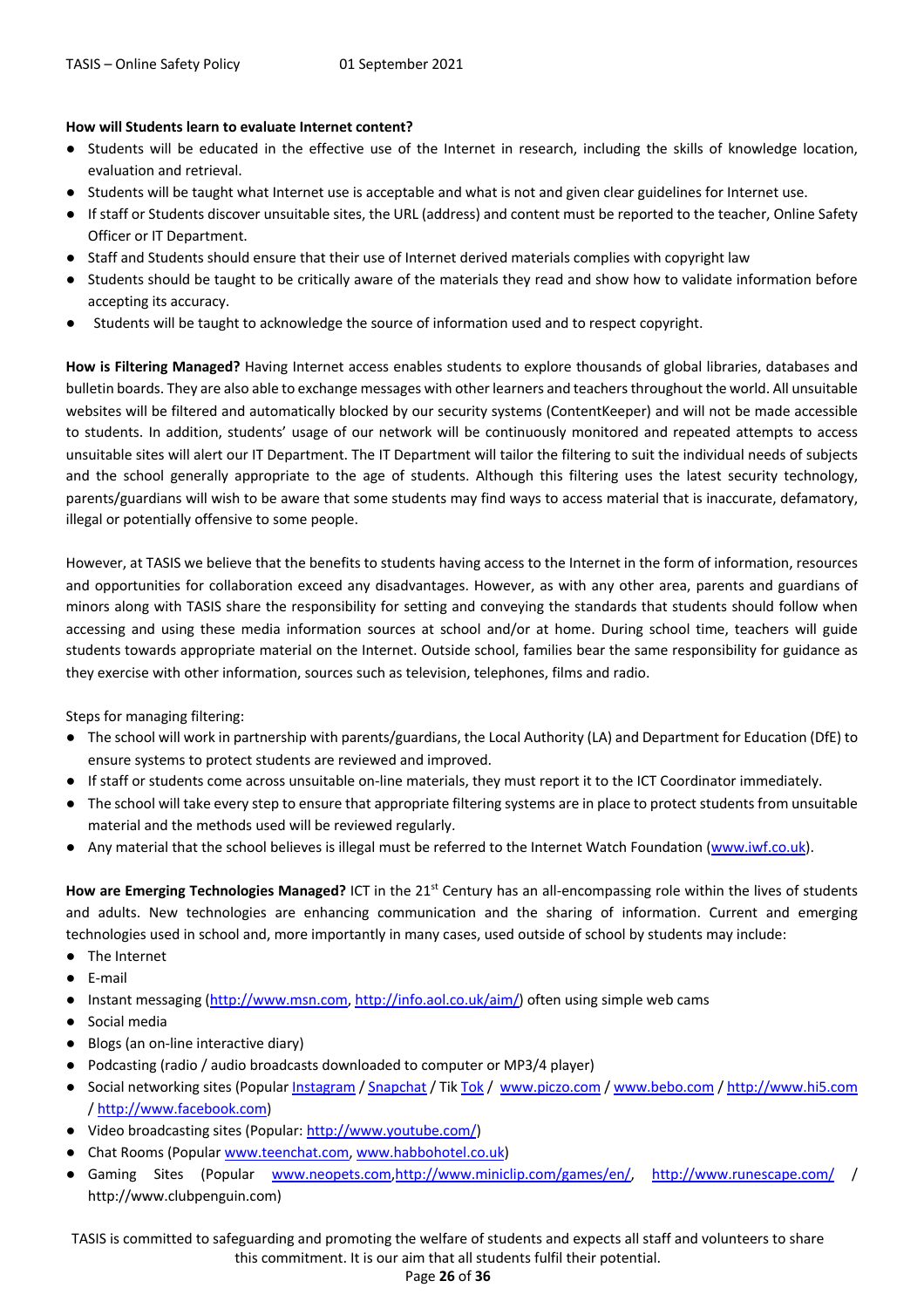**How will Students learn to evaluate Internet content?**

- Students will be educated in the effective use of the Internet in research, including the skills of knowledge location, evaluation and retrieval.
- Students will be taught what Internet use is acceptable and what is not and given clear guidelines for Internet use.
- If staff or Students discover unsuitable sites, the URL (address) and content must be reported to the teacher, Online Safety Officer or IT Department.
- Staff and Students should ensure that their use of Internet derived materials complies with copyright law
- Students should be taught to be critically aware of the materials they read and show how to validate information before accepting its accuracy.
- Students will be taught to acknowledge the source of information used and to respect copyright.

**How is Filtering Managed?** Having Internet access enables students to explore thousands of global libraries, databases and bulletin boards. They are also able to exchange messages with other learners and teachers throughout the world. All unsuitable websites will be filtered and automatically blocked by our security systems (ContentKeeper) and will not be made accessible to students. In addition, students' usage of our network will be continuously monitored and repeated attempts to access unsuitable sites will alert our IT Department. The IT Department will tailor the filtering to suit the individual needs of subjects and the school generally appropriate to the age of students. Although this filtering uses the latest security technology, parents/guardians will wish to be aware that some students may find ways to access material that is inaccurate, defamatory, illegal or potentially offensive to some people.

However, at TASIS we believe that the benefits to students having access to the Internet in the form of information, resources and opportunities for collaboration exceed any disadvantages. However, as with any other area, parents and guardians of minors along with TASIS share the responsibility for setting and conveying the standards that students should follow when accessing and using these media information sources at school and/or at home. During school time, teachers will guide students towards appropriate material on the Internet. Outside school, families bear the same responsibility for guidance as they exercise with other information, sources such as television, telephones, films and radio.

Steps for managing filtering:

- The school will work in partnership with parents/guardians, the Local Authority (LA) and Department for Education (DfE) to ensure systems to protect students are reviewed and improved.
- If staff or students come across unsuitable on-line materials, they must report it to the ICT Coordinator immediately.
- The school will take every step to ensure that appropriate filtering systems are in place to protect students from unsuitable material and the methods used will be reviewed regularly.
- Any material that the school believes is illegal must be referred to the Internet Watch Foundation (www.iwf.co.uk).

**How are Emerging Technologies Managed?** ICT in the 21st Century has an all-encompassing role within the lives of students and adults. New technologies are enhancing communication and the sharing of information. Current and emerging technologies used in school and, more importantly in many cases, used outside of school by students may include:

- The Internet
- E-mail
- Instant messaging (http://www.msn.com, http://info.aol.co.uk/aim/) often using simple web cams
- Social media
- Blogs (an on-line interactive diary)
- Podcasting (radio / audio broadcasts downloaded to computer or MP3/4 player)
- Social networking sites (Popular Instagram / Snapchat / Tik Tok / www.piczo.com / www.bebo.com / http://www.hi5.com / http://www.facebook.com)
- Video broadcasting sites (Popular: http://www.youtube.com/)
- Chat Rooms (Popular www.teenchat.com, www.habbohotel.co.uk)
- Gaming Sites (Popular www.neopets.com, http://www.miniclip.com/games/en/, http://www.runescape.com/ / http://www.clubpenguin.com)

TASIS is committed to safeguarding and promoting the welfare of students and expects all staff and volunteers to share this commitment. It is our aim that all students fulfil their potential.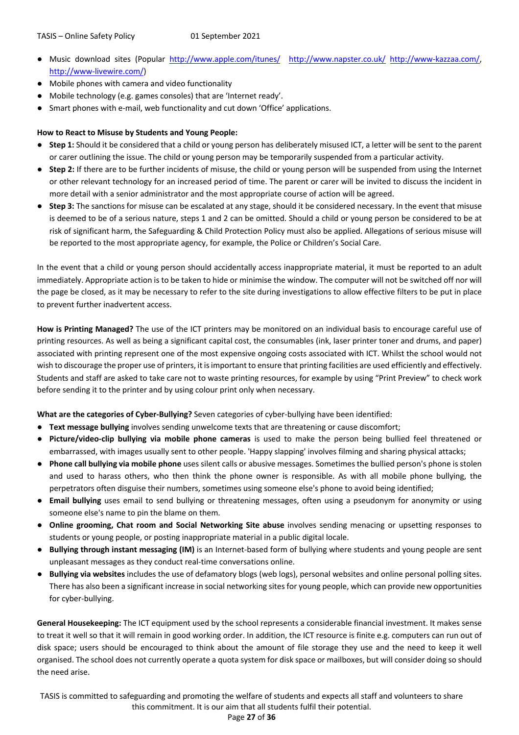- Music download sites (Popular http://www.apple.com/itunes/ http://www.napster.co.uk/ http://www-kazzaa.com/, http://www-livewire.com/)
- Mobile phones with camera and video functionality
- Mobile technology (e.g. games consoles) that are 'Internet ready'.
- Smart phones with e-mail, web functionality and cut down 'Office' applications.

**How to React to Misuse by Students and Young People:**

- **Step 1:** Should it be considered that a child or young person has deliberately misused ICT, a letter will be sent to the parent or carer outlining the issue. The child or young person may be temporarily suspended from a particular activity.
- **Step 2:** If there are to be further incidents of misuse, the child or young person will be suspended from using the Internet or other relevant technology for an increased period of time. The parent or carer will be invited to discuss the incident in more detail with a senior administrator and the most appropriate course of action will be agreed.
- **Step 3:** The sanctions for misuse can be escalated at any stage, should it be considered necessary. In the event that misuse is deemed to be of a serious nature, steps 1 and 2 can be omitted. Should a child or young person be considered to be at risk of significant harm, the Safeguarding & Child Protection Policy must also be applied. Allegations of serious misuse will be reported to the most appropriate agency, for example, the Police or Children's Social Care.

In the event that a child or young person should accidentally access inappropriate material, it must be reported to an adult immediately. Appropriate action is to be taken to hide or minimise the window. The computer will not be switched off nor will the page be closed, as it may be necessary to refer to the site during investigations to allow effective filters to be put in place to prevent further inadvertent access.

**How is Printing Managed?** The use of the ICT printers may be monitored on an individual basis to encourage careful use of printing resources. As well as being a significant capital cost, the consumables (ink, laser printer toner and drums, and paper) associated with printing represent one of the most expensive ongoing costs associated with ICT. Whilst the school would not wish to discourage the proper use of printers, it is important to ensure that printing facilities are used efficiently and effectively. Students and staff are asked to take care not to waste printing resources, for example by using "Print Preview" to check work before sending it to the printer and by using colour print only when necessary.

**What are the categories of Cyber-Bullying?** Seven categories of cyber-bullying have been identified:

- **Text message bullying** involves sending unwelcome texts that are threatening or cause discomfort;
- **Picture/video-clip bullying via mobile phone cameras** is used to make the person being bullied feel threatened or embarrassed, with images usually sent to other people. 'Happy slapping' involves filming and sharing physical attacks;
- **Phone call bullying via mobile phone** uses silent calls or abusive messages. Sometimes the bullied person's phone is stolen and used to harass others, who then think the phone owner is responsible. As with all mobile phone bullying, the perpetrators often disguise their numbers, sometimes using someone else's phone to avoid being identified;
- **Email bullying** uses email to send bullying or threatening messages, often using a pseudonym for anonymity or using someone else's name to pin the blame on them.
- **Online grooming, Chat room and Social Networking Site abuse** involves sending menacing or upsetting responses to students or young people, or posting inappropriate material in a public digital locale.
- **Bullying through instant messaging (IM)** is an Internet-based form of bullying where students and young people are sent unpleasant messages as they conduct real-time conversations online.
- **Bullying via websites** includes the use of defamatory blogs (web logs), personal websites and online personal polling sites. There has also been a significant increase in social networking sites for young people, which can provide new opportunities for cyber-bullying.

**General Housekeeping:** The ICT equipment used by the school represents a considerable financial investment. It makes sense to treat it well so that it will remain in good working order. In addition, the ICT resource is finite e.g. computers can run out of disk space; users should be encouraged to think about the amount of file storage they use and the need to keep it well organised. The school does not currently operate a quota system for disk space or mailboxes, but will consider doing so should the need arise.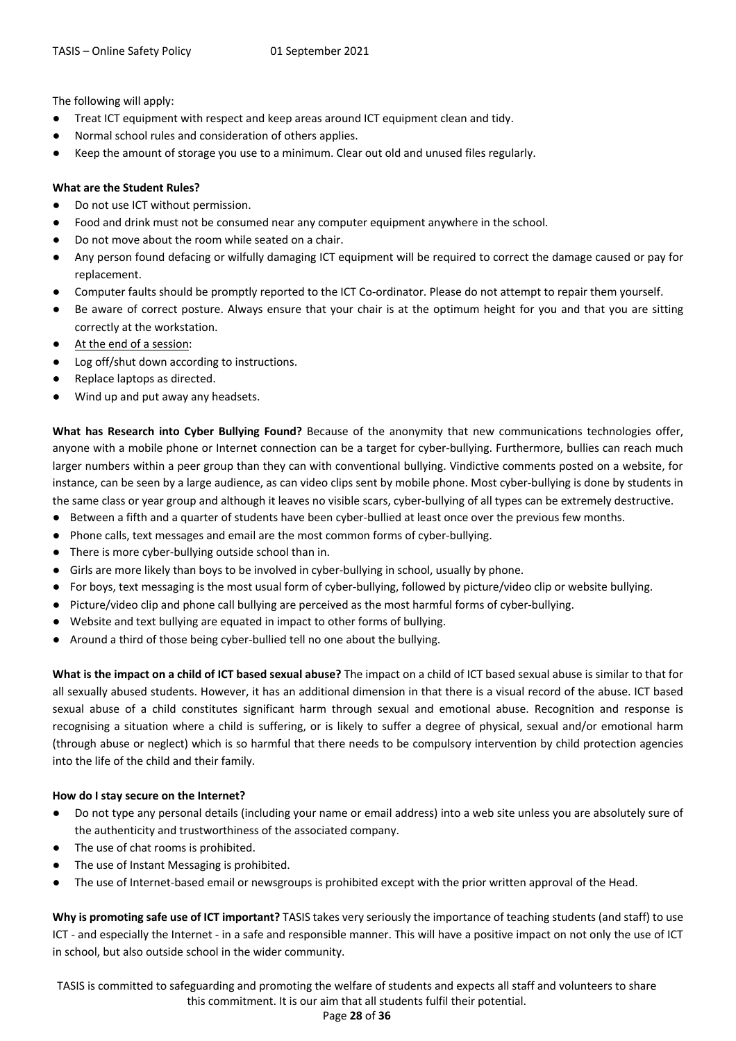The following will apply:

- Treat ICT equipment with respect and keep areas around ICT equipment clean and tidy.
- Normal school rules and consideration of others applies.
- Keep the amount of storage you use to a minimum. Clear out old and unused files regularly.

**What are the Student Rules?**

- Do not use ICT without permission.
- Food and drink must not be consumed near any computer equipment anywhere in the school.
- Do not move about the room while seated on a chair.
- Any person found defacing or wilfully damaging ICT equipment will be required to correct the damage caused or pay for replacement.
- Computer faults should be promptly reported to the ICT Co-ordinator. Please do not attempt to repair them yourself.
- Be aware of correct posture. Always ensure that your chair is at the optimum height for you and that you are sitting correctly at the workstation.
- At the end of a session:
- Log off/shut down according to instructions.
- Replace laptops as directed.
- Wind up and put away any headsets.

**What has Research into Cyber Bullying Found?** Because of the anonymity that new communications technologies offer, anyone with a mobile phone or Internet connection can be a target for cyber-bullying. Furthermore, bullies can reach much larger numbers within a peer group than they can with conventional bullying. Vindictive comments posted on a website, for instance, can be seen by a large audience, as can video clips sent by mobile phone. Most cyber-bullying is done by students in the same class or year group and although it leaves no visible scars, cyber-bullying of all types can be extremely destructive.

- Between a fifth and a quarter of students have been cyber-bullied at least once over the previous few months.
- Phone calls, text messages and email are the most common forms of cyber-bullying.
- There is more cyber-bullying outside school than in.
- Girls are more likely than boys to be involved in cyber-bullying in school, usually by phone.
- For boys, text messaging is the most usual form of cyber-bullying, followed by picture/video clip or website bullying.
- Picture/video clip and phone call bullying are perceived as the most harmful forms of cyber-bullying.
- Website and text bullying are equated in impact to other forms of bullying.
- Around a third of those being cyber-bullied tell no one about the bullying.

**What is the impact on a child of ICT based sexual abuse?** The impact on a child of ICT based sexual abuse is similar to that for all sexually abused students. However, it has an additional dimension in that there is a visual record of the abuse. ICT based sexual abuse of a child constitutes significant harm through sexual and emotional abuse. Recognition and response is recognising a situation where a child is suffering, or is likely to suffer a degree of physical, sexual and/or emotional harm (through abuse or neglect) which is so harmful that there needs to be compulsory intervention by child protection agencies into the life of the child and their family.

**How do I stay secure on the Internet?**

- Do not type any personal details (including your name or email address) into a web site unless you are absolutely sure of the authenticity and trustworthiness of the associated company.
- The use of chat rooms is prohibited.
- The use of Instant Messaging is prohibited.
- The use of Internet-based email or newsgroups is prohibited except with the prior written approval of the Head.

**Why is promoting safe use of ICT important?** TASIS takes very seriously the importance of teaching students (and staff) to use ICT - and especially the Internet - in a safe and responsible manner. This will have a positive impact on not only the use of ICT in school, but also outside school in the wider community.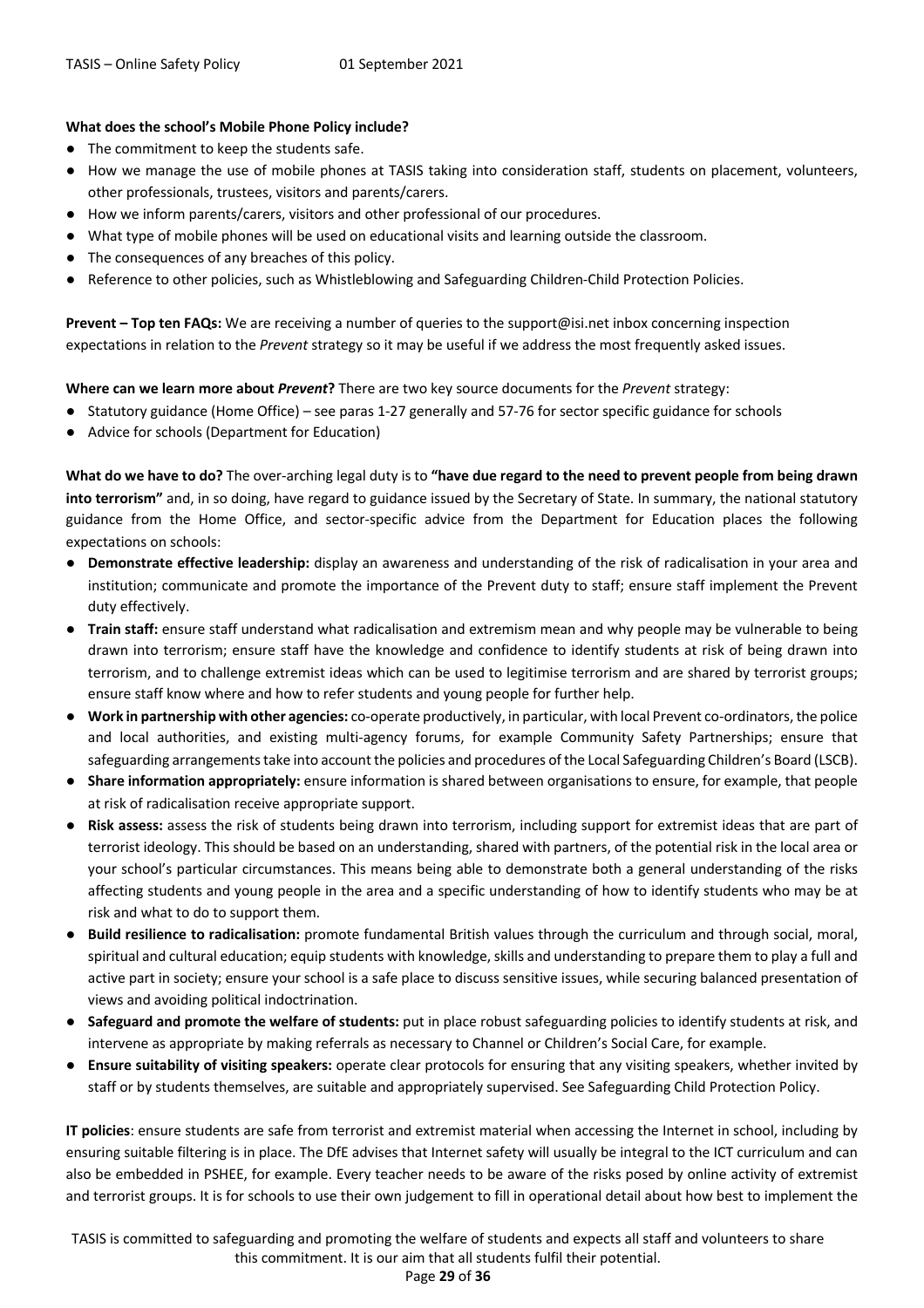**What does the school's Mobile Phone Policy include?**

- The commitment to keep the students safe.
- How we manage the use of mobile phones at TASIS taking into consideration staff, students on placement, volunteers, other professionals, trustees, visitors and parents/carers.
- How we inform parents/carers, visitors and other professional of our procedures.
- What type of mobile phones will be used on educational visits and learning outside the classroom.
- The consequences of any breaches of this policy.
- Reference to other policies, such as Whistleblowing and Safeguarding Children-Child Protection Policies.

**Prevent – Top ten FAQs:** We are receiving a number of queries to the support@isi.net inbox concerning inspection expectations in relation to the *Prevent* strategy so it may be useful if we address the most frequently asked issues.

**Where can we learn more about *Prevent*?** There are two key source documents for the *Prevent* strategy:

- Statutory guidance (Home Office) – see paras 1-27 generally and 57-76 for sector specific guidance for schools
- Advice for schools (Department for Education)

**What do we have to do?** The over-arching legal duty is to **"have due regard to the need to prevent people from being drawn into terrorism"** and, in so doing, have regard to guidance issued by the Secretary of State. In summary, the national statutory guidance from the Home Office, and sector-specific advice from the Department for Education places the following expectations on schools:

- **Demonstrate effective leadership:** display an awareness and understanding of the risk of radicalisation in your area and institution; communicate and promote the importance of the Prevent duty to staff; ensure staff implement the Prevent duty effectively.
- **Train staff:** ensure staff understand what radicalisation and extremism mean and why people may be vulnerable to being drawn into terrorism; ensure staff have the knowledge and confidence to identify students at risk of being drawn into terrorism, and to challenge extremist ideas which can be used to legitimise terrorism and are shared by terrorist groups; ensure staff know where and how to refer students and young people for further help.
- **Work in partnership with other agencies:** co-operate productively, in particular, with local Prevent co-ordinators, the police and local authorities, and existing multi-agency forums, for example Community Safety Partnerships; ensure that safeguarding arrangements take into account the policies and procedures of the Local Safeguarding Children's Board (LSCB).
- **Share information appropriately:** ensure information is shared between organisations to ensure, for example, that people at risk of radicalisation receive appropriate support.
- **Risk assess:** assess the risk of students being drawn into terrorism, including support for extremist ideas that are part of terrorist ideology. This should be based on an understanding, shared with partners, of the potential risk in the local area or your school's particular circumstances. This means being able to demonstrate both a general understanding of the risks affecting students and young people in the area and a specific understanding of how to identify students who may be at risk and what to do to support them.
- **Build resilience to radicalisation:** promote fundamental British values through the curriculum and through social, moral, spiritual and cultural education; equip students with knowledge, skills and understanding to prepare them to play a full and active part in society; ensure your school is a safe place to discuss sensitive issues, while securing balanced presentation of views and avoiding political indoctrination.
- **Safeguard and promote the welfare of students:** put in place robust safeguarding policies to identify students at risk, and intervene as appropriate by making referrals as necessary to Channel or Children's Social Care, for example.
- **Ensure suitability of visiting speakers:** operate clear protocols for ensuring that any visiting speakers, whether invited by staff or by students themselves, are suitable and appropriately supervised. See Safeguarding Child Protection Policy.

**IT policies**: ensure students are safe from terrorist and extremist material when accessing the Internet in school, including by ensuring suitable filtering is in place. The DfE advises that Internet safety will usually be integral to the ICT curriculum and can also be embedded in PSHEE, for example. Every teacher needs to be aware of the risks posed by online activity of extremist and terrorist groups. It is for schools to use their own judgement to fill in operational detail about how best to implement the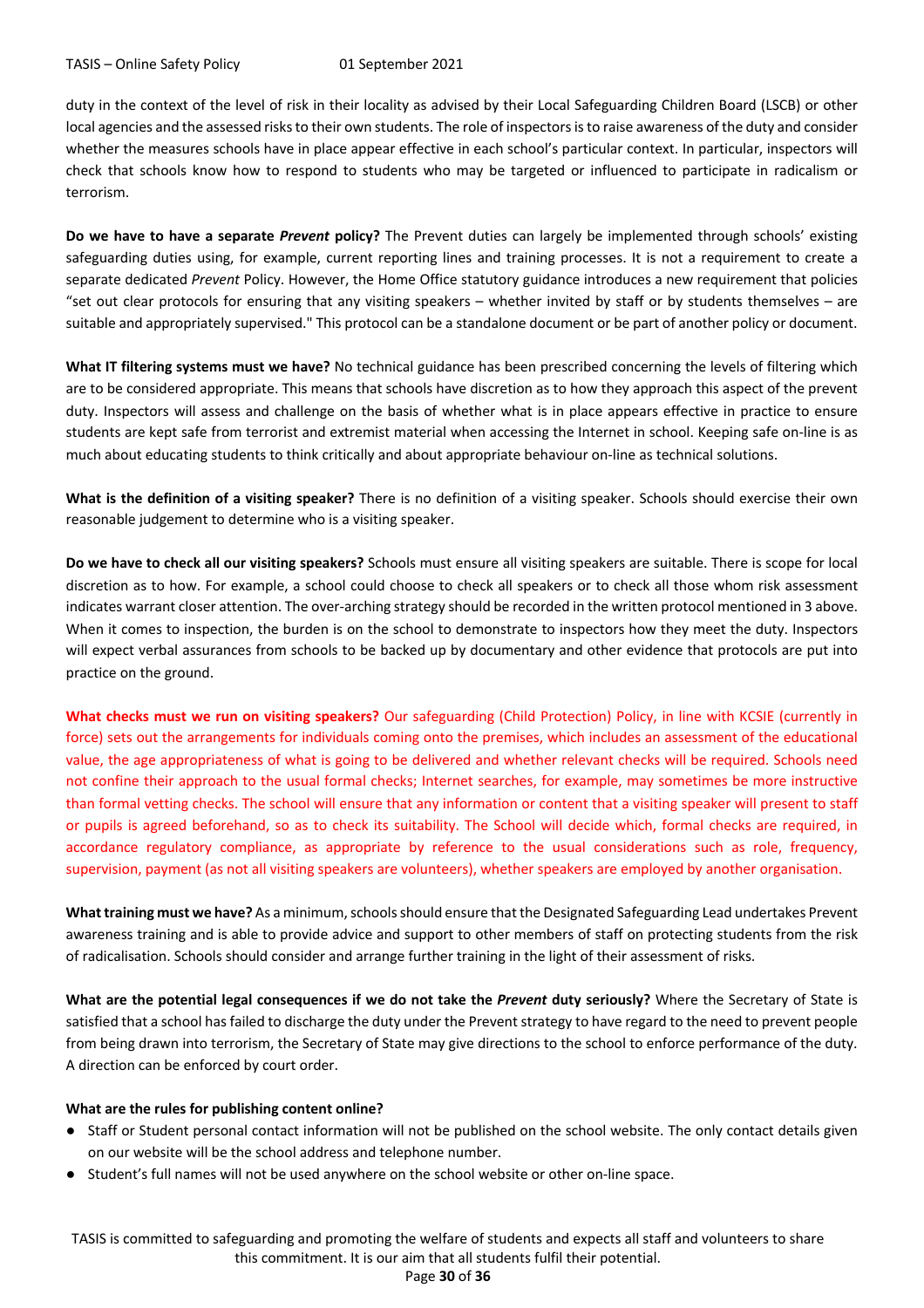duty in the context of the level of risk in their locality as advised by their Local Safeguarding Children Board (LSCB) or other local agencies and the assessed risks to their own students. The role of inspectors is to raise awareness of the duty and consider whether the measures schools have in place appear effective in each school's particular context. In particular, inspectors will check that schools know how to respond to students who may be targeted or influenced to participate in radicalism or terrorism.

**Do we have to have a separate *Prevent* policy?** The Prevent duties can largely be implemented through schools' existing safeguarding duties using, for example, current reporting lines and training processes. It is not a requirement to create a separate dedicated *Prevent* Policy. However, the Home Office statutory guidance introduces a new requirement that policies "set out clear protocols for ensuring that any visiting speakers – whether invited by staff or by students themselves – are suitable and appropriately supervised." This protocol can be a standalone document or be part of another policy or document.

**What IT filtering systems must we have?** No technical guidance has been prescribed concerning the levels of filtering which are to be considered appropriate. This means that schools have discretion as to how they approach this aspect of the prevent duty. Inspectors will assess and challenge on the basis of whether what is in place appears effective in practice to ensure students are kept safe from terrorist and extremist material when accessing the Internet in school. Keeping safe on-line is as much about educating students to think critically and about appropriate behaviour on-line as technical solutions.

**What is the definition of a visiting speaker?** There is no definition of a visiting speaker. Schools should exercise their own reasonable judgement to determine who is a visiting speaker.

**Do we have to check all our visiting speakers?** Schools must ensure all visiting speakers are suitable. There is scope for local discretion as to how. For example, a school could choose to check all speakers or to check all those whom risk assessment indicates warrant closer attention. The over-arching strategy should be recorded in the written protocol mentioned in 3 above. When it comes to inspection, the burden is on the school to demonstrate to inspectors how they meet the duty. Inspectors will expect verbal assurances from schools to be backed up by documentary and other evidence that protocols are put into practice on the ground.

**What checks must we run on visiting speakers?** Our safeguarding (Child Protection) Policy, in line with KCSIE (currently in force) sets out the arrangements for individuals coming onto the premises, which includes an assessment of the educational value, the age appropriateness of what is going to be delivered and whether relevant checks will be required. Schools need not confine their approach to the usual formal checks; Internet searches, for example, may sometimes be more instructive than formal vetting checks. The school will ensure that any information or content that a visiting speaker will present to staff or pupils is agreed beforehand, so as to check its suitability. The School will decide which, formal checks are required, in accordance regulatory compliance, as appropriate by reference to the usual considerations such as role, frequency, supervision, payment (as not all visiting speakers are volunteers), whether speakers are employed by another organisation.

**What training must we have?** As a minimum, schools should ensure that the Designated Safeguarding Lead undertakes Prevent awareness training and is able to provide advice and support to other members of staff on protecting students from the risk of radicalisation. Schools should consider and arrange further training in the light of their assessment of risks.

**What are the potential legal consequences if we do not take the *Prevent* duty seriously?** Where the Secretary of State is satisfied that a school has failed to discharge the duty under the Prevent strategy to have regard to the need to prevent people from being drawn into terrorism, the Secretary of State may give directions to the school to enforce performance of the duty. A direction can be enforced by court order.

**What are the rules for publishing content online?**

- Staff or Student personal contact information will not be published on the school website. The only contact details given on our website will be the school address and telephone number.
- Student's full names will not be used anywhere on the school website or other on-line space.

TASIS is committed to safeguarding and promoting the welfare of students and expects all staff and volunteers to share this commitment. It is our aim that all students fulfil their potential.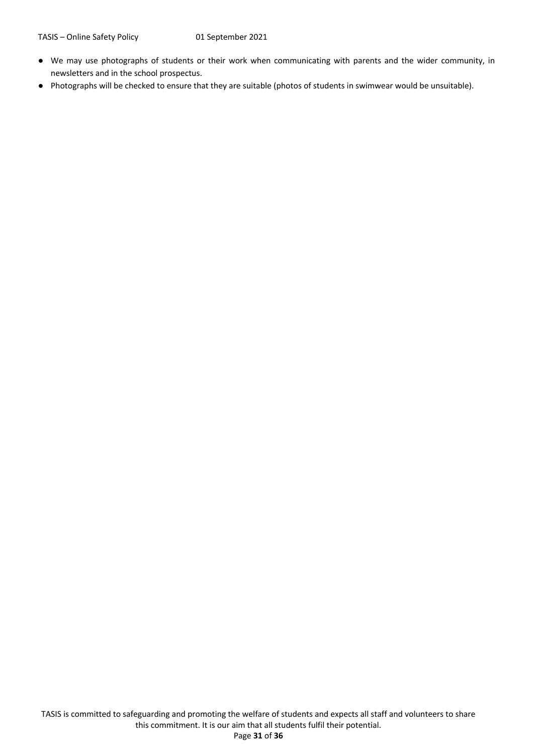- We may use photographs of students or their work when communicating with parents and the wider community, in newsletters and in the school prospectus.
- Photographs will be checked to ensure that they are suitable (photos of students in swimwear would be unsuitable).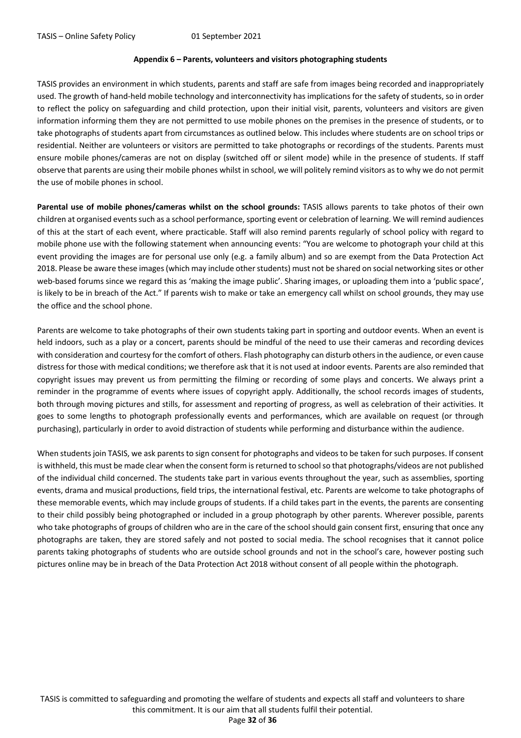## Appendix 6 – Parents, volunteers and visitors photographing students

TASIS provides an environment in which students, parents and staff are safe from images being recorded and inappropriately used. The growth of hand-held mobile technology and interconnectivity has implications for the safety of students, so in order to reflect the policy on safeguarding and child protection, upon their initial visit, parents, volunteers and visitors are given information informing them they are not permitted to use mobile phones on the premises in the presence of students, or to take photographs of students apart from circumstances as outlined below. This includes where students are on school trips or residential. Neither are volunteers or visitors are permitted to take photographs or recordings of the students. Parents must ensure mobile phones/cameras are not on display (switched off or silent mode) while in the presence of students. If staff observe that parents are using their mobile phones whilst in school, we will politely remind visitors as to why we do not permit the use of mobile phones in school.

**Parental use of mobile phones/cameras whilst on the school grounds:** TASIS allows parents to take photos of their own children at organised events such as a school performance, sporting event or celebration of learning. We will remind audiences of this at the start of each event, where practicable. Staff will also remind parents regularly of school policy with regard to mobile phone use with the following statement when announcing events: "You are welcome to photograph your child at this event providing the images are for personal use only (e.g. a family album) and so are exempt from the Data Protection Act 2018. Please be aware these images (which may include other students) must not be shared on social networking sites or other web-based forums since we regard this as 'making the image public'. Sharing images, or uploading them into a 'public space', is likely to be in breach of the Act." If parents wish to make or take an emergency call whilst on school grounds, they may use the office and the school phone.

Parents are welcome to take photographs of their own students taking part in sporting and outdoor events. When an event is held indoors, such as a play or a concert, parents should be mindful of the need to use their cameras and recording devices with consideration and courtesy for the comfort of others. Flash photography can disturb others in the audience, or even cause distress for those with medical conditions; we therefore ask that it is not used at indoor events. Parents are also reminded that copyright issues may prevent us from permitting the filming or recording of some plays and concerts. We always print a reminder in the programme of events where issues of copyright apply. Additionally, the school records images of students, both through moving pictures and stills, for assessment and reporting of progress, as well as celebration of their activities. It goes to some lengths to photograph professionally events and performances, which are available on request (or through purchasing), particularly in order to avoid distraction of students while performing and disturbance within the audience.

When students join TASIS, we ask parents to sign consent for photographs and videos to be taken for such purposes. If consent is withheld, this must be made clear when the consent form is returned to school so that photographs/videos are not published of the individual child concerned. The students take part in various events throughout the year, such as assemblies, sporting events, drama and musical productions, field trips, the international festival, etc. Parents are welcome to take photographs of these memorable events, which may include groups of students. If a child takes part in the events, the parents are consenting to their child possibly being photographed or included in a group photograph by other parents. Wherever possible, parents who take photographs of groups of children who are in the care of the school should gain consent first, ensuring that once any photographs are taken, they are stored safely and not posted to social media. The school recognises that it cannot police parents taking photographs of students who are outside school grounds and not in the school's care, however posting such pictures online may be in breach of the Data Protection Act 2018 without consent of all people within the photograph.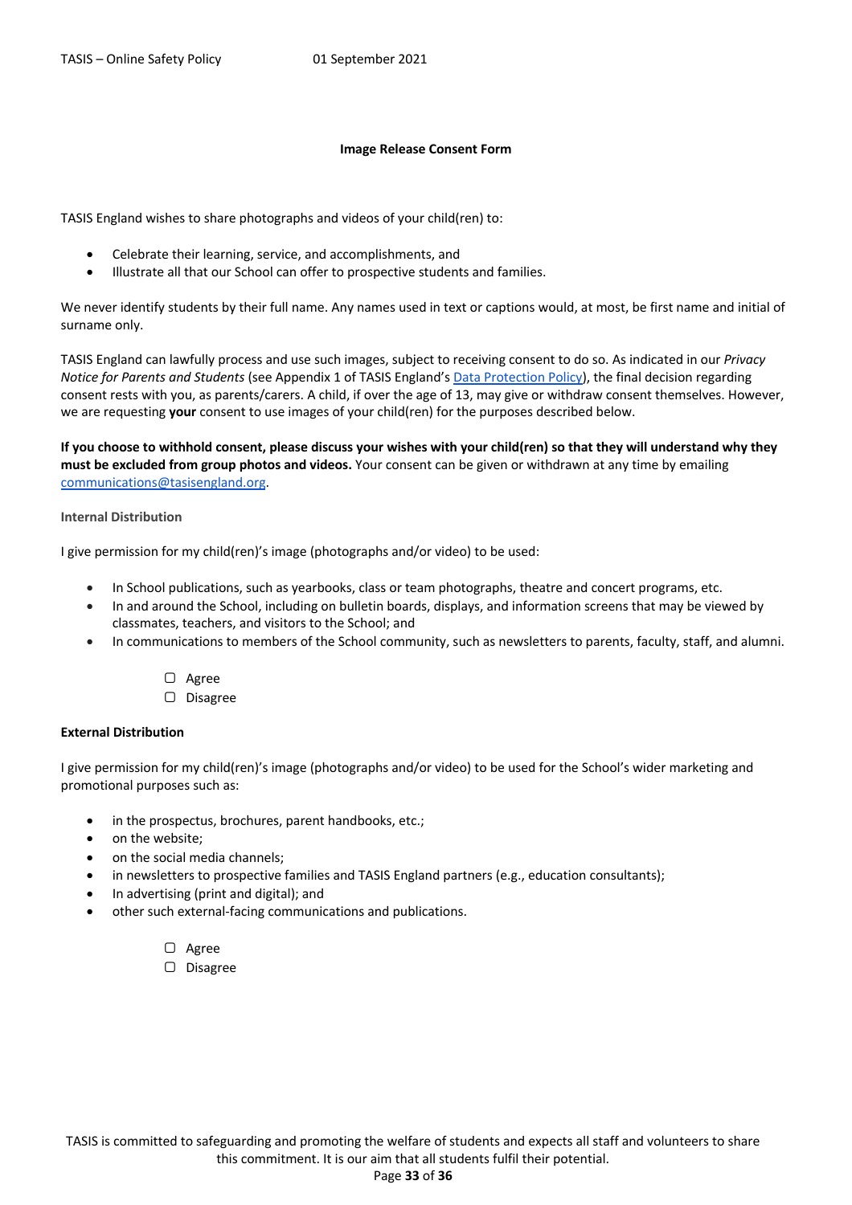**Image Release Consent Form**

TASIS England wishes to share photographs and videos of your child(ren) to:

- Celebrate their learning, service, and accomplishments, and
- Illustrate all that our School can offer to prospective students and families.

We never identify students by their full name. Any names used in text or captions would, at most, be first name and initial of surname only.

TASIS England can lawfully process and use such images, subject to receiving consent to do so. As indicated in our *Privacy Notice for Parents and Students* (see Appendix 1 of TASIS England's [Data Protection Policy]), the final decision regarding consent rests with you, as parents/carers. A child, if over the age of 13, may give or withdraw consent themselves. However, we are requesting **your** consent to use images of your child(ren) for the purposes described below.

**If you choose to withhold consent, please discuss your wishes with your child(ren) so that they will understand why they must be excluded from group photos and videos.** Your consent can be given or withdrawn at any time by emailing communications@tasisengland.org.

**Internal Distribution**

I give permission for my child(ren)'s image (photographs and/or video) to be used:

- In School publications, such as yearbooks, class or team photographs, theatre and concert programs, etc.
- In and around the School, including on bulletin boards, displays, and information screens that may be viewed by classmates, teachers, and visitors to the School; and
- In communications to members of the School community, such as newsletters to parents, faculty, staff, and alumni.

☐ Agree
☐ Disagree

**External Distribution**

I give permission for my child(ren)'s image (photographs and/or video) to be used for the School's wider marketing and promotional purposes such as:

- in the prospectus, brochures, parent handbooks, etc.;
- on the website;
- on the social media channels;
- in newsletters to prospective families and TASIS England partners (e.g., education consultants);
- In advertising (print and digital); and
- other such external-facing communications and publications.

☐ Agree
☐ Disagree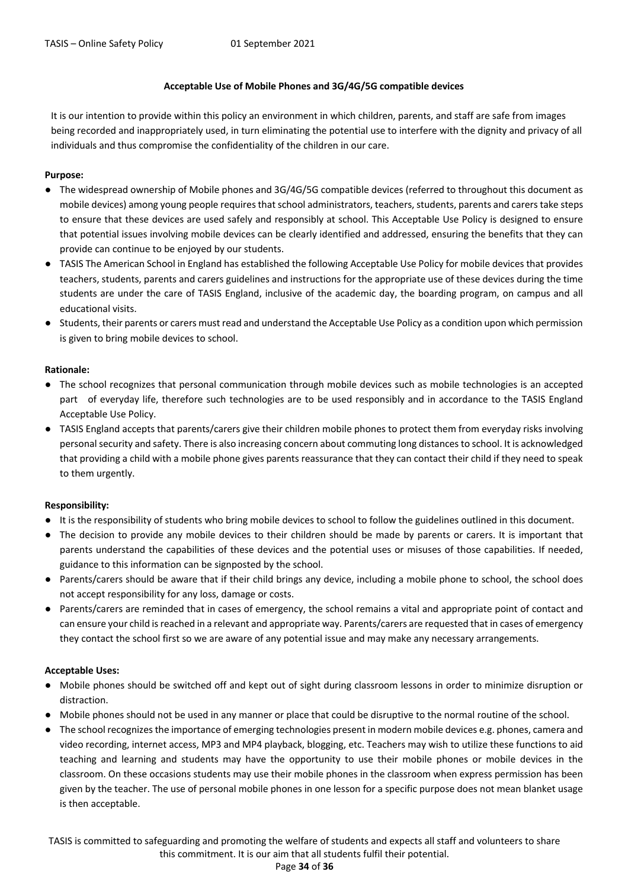### Acceptable Use of Mobile Phones and 3G/4G/5G compatible devices

It is our intention to provide within this policy an environment in which children, parents, and staff are safe from images being recorded and inappropriately used, in turn eliminating the potential use to interfere with the dignity and privacy of all individuals and thus compromise the confidentiality of the children in our care.

**Purpose:**

- The widespread ownership of Mobile phones and 3G/4G/5G compatible devices (referred to throughout this document as mobile devices) among young people requires that school administrators, teachers, students, parents and carers take steps to ensure that these devices are used safely and responsibly at school. This Acceptable Use Policy is designed to ensure that potential issues involving mobile devices can be clearly identified and addressed, ensuring the benefits that they can provide can continue to be enjoyed by our students.
- TASIS The American School in England has established the following Acceptable Use Policy for mobile devices that provides teachers, students, parents and carers guidelines and instructions for the appropriate use of these devices during the time students are under the care of TASIS England, inclusive of the academic day, the boarding program, on campus and all educational visits.
- Students, their parents or carers must read and understand the Acceptable Use Policy as a condition upon which permission is given to bring mobile devices to school.

**Rationale:**

- The school recognizes that personal communication through mobile devices such as mobile technologies is an accepted part of everyday life, therefore such technologies are to be used responsibly and in accordance to the TASIS England Acceptable Use Policy.
- TASIS England accepts that parents/carers give their children mobile phones to protect them from everyday risks involving personal security and safety. There is also increasing concern about commuting long distances to school. It is acknowledged that providing a child with a mobile phone gives parents reassurance that they can contact their child if they need to speak to them urgently.

**Responsibility:**

- It is the responsibility of students who bring mobile devices to school to follow the guidelines outlined in this document.
- The decision to provide any mobile devices to their children should be made by parents or carers. It is important that parents understand the capabilities of these devices and the potential uses or misuses of those capabilities. If needed, guidance to this information can be signposted by the school.
- Parents/carers should be aware that if their child brings any device, including a mobile phone to school, the school does not accept responsibility for any loss, damage or costs.
- Parents/carers are reminded that in cases of emergency, the school remains a vital and appropriate point of contact and can ensure your child is reached in a relevant and appropriate way. Parents/carers are requested that in cases of emergency they contact the school first so we are aware of any potential issue and may make any necessary arrangements.

**Acceptable Uses:**

- Mobile phones should be switched off and kept out of sight during classroom lessons in order to minimize disruption or distraction.
- Mobile phones should not be used in any manner or place that could be disruptive to the normal routine of the school.
- The school recognizes the importance of emerging technologies present in modern mobile devices e.g. phones, camera and video recording, internet access, MP3 and MP4 playback, blogging, etc. Teachers may wish to utilize these functions to aid teaching and learning and students may have the opportunity to use their mobile phones or mobile devices in the classroom. On these occasions students may use their mobile phones in the classroom when express permission has been given by the teacher. The use of personal mobile phones in one lesson for a specific purpose does not mean blanket usage is then acceptable.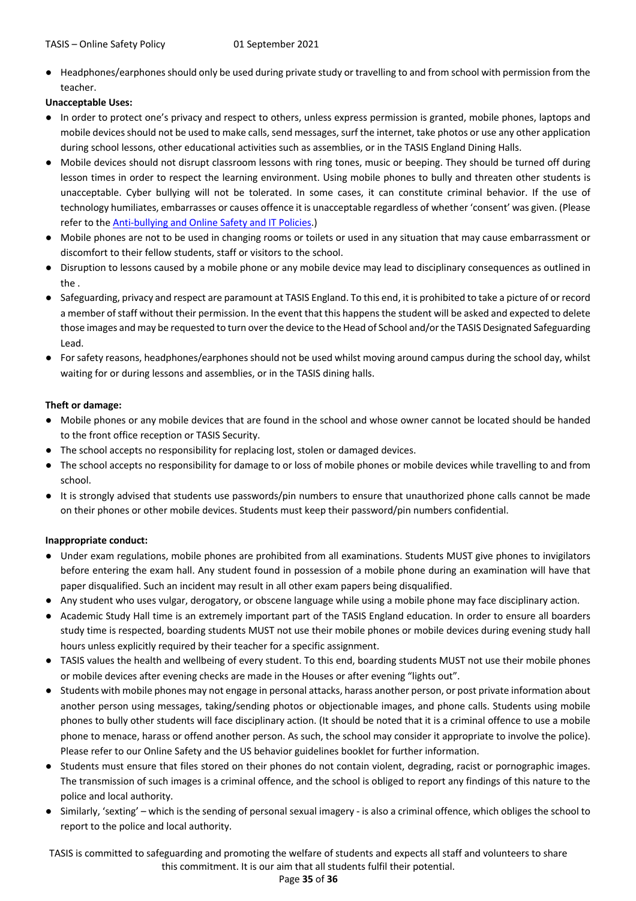- Headphones/earphones should only be used during private study or travelling to and from school with permission from the teacher.

**Unacceptable Uses:**

- In order to protect one's privacy and respect to others, unless express permission is granted, mobile phones, laptops and mobile devices should not be used to make calls, send messages, surf the internet, take photos or use any other application during school lessons, other educational activities such as assemblies, or in the TASIS England Dining Halls.
- Mobile devices should not disrupt classroom lessons with ring tones, music or beeping. They should be turned off during lesson times in order to respect the learning environment. Using mobile phones to bully and threaten other students is unacceptable. Cyber bullying will not be tolerated. In some cases, it can constitute criminal behavior. If the use of technology humiliates, embarrasses or causes offence it is unacceptable regardless of whether 'consent' was given. (Please refer to the Anti-bullying and Online Safety and IT Policies.)
- Mobile phones are not to be used in changing rooms or toilets or used in any situation that may cause embarrassment or discomfort to their fellow students, staff or visitors to the school.
- Disruption to lessons caused by a mobile phone or any mobile device may lead to disciplinary consequences as outlined in the .
- Safeguarding, privacy and respect are paramount at TASIS England. To this end, it is prohibited to take a picture of or record a member of staff without their permission. In the event that this happens the student will be asked and expected to delete those images and may be requested to turn over the device to the Head of School and/or the TASIS Designated Safeguarding Lead.
- For safety reasons, headphones/earphones should not be used whilst moving around campus during the school day, whilst waiting for or during lessons and assemblies, or in the TASIS dining halls.

**Theft or damage:**

- Mobile phones or any mobile devices that are found in the school and whose owner cannot be located should be handed to the front office reception or TASIS Security.
- The school accepts no responsibility for replacing lost, stolen or damaged devices.
- The school accepts no responsibility for damage to or loss of mobile phones or mobile devices while travelling to and from school.
- It is strongly advised that students use passwords/pin numbers to ensure that unauthorized phone calls cannot be made on their phones or other mobile devices. Students must keep their password/pin numbers confidential.

**Inappropriate conduct:**

- Under exam regulations, mobile phones are prohibited from all examinations. Students MUST give phones to invigilators before entering the exam hall. Any student found in possession of a mobile phone during an examination will have that paper disqualified. Such an incident may result in all other exam papers being disqualified.
- Any student who uses vulgar, derogatory, or obscene language while using a mobile phone may face disciplinary action.
- Academic Study Hall time is an extremely important part of the TASIS England education. In order to ensure all boarders study time is respected, boarding students MUST not use their mobile phones or mobile devices during evening study hall hours unless explicitly required by their teacher for a specific assignment.
- TASIS values the health and wellbeing of every student. To this end, boarding students MUST not use their mobile phones or mobile devices after evening checks are made in the Houses or after evening "lights out".
- Students with mobile phones may not engage in personal attacks, harass another person, or post private information about another person using messages, taking/sending photos or objectionable images, and phone calls. Students using mobile phones to bully other students will face disciplinary action. (It should be noted that it is a criminal offence to use a mobile phone to menace, harass or offend another person. As such, the school may consider it appropriate to involve the police). Please refer to our Online Safety and the US behavior guidelines booklet for further information.
- Students must ensure that files stored on their phones do not contain violent, degrading, racist or pornographic images. The transmission of such images is a criminal offence, and the school is obliged to report any findings of this nature to the police and local authority.
- Similarly, 'sexting' – which is the sending of personal sexual imagery - is also a criminal offence, which obliges the school to report to the police and local authority.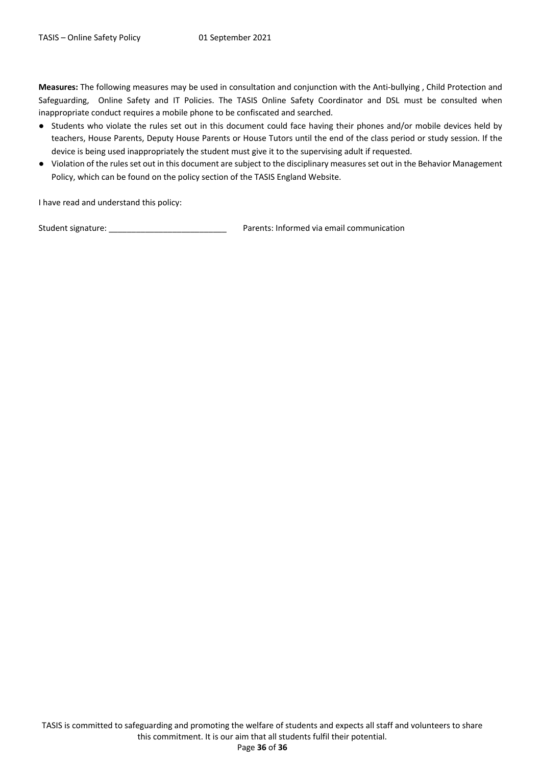**Measures:** The following measures may be used in consultation and conjunction with the Anti-bullying , Child Protection and Safeguarding, Online Safety and IT Policies. The TASIS Online Safety Coordinator and DSL must be consulted when inappropriate conduct requires a mobile phone to be confiscated and searched.

- Students who violate the rules set out in this document could face having their phones and/or mobile devices held by teachers, House Parents, Deputy House Parents or House Tutors until the end of the class period or study session. If the device is being used inappropriately the student must give it to the supervising adult if requested.
- Violation of the rules set out in this document are subject to the disciplinary measures set out in the Behavior Management Policy, which can be found on the policy section of the TASIS England Website.

I have read and understand this policy:

Student signature: __________________________ Parents: Informed via email communication